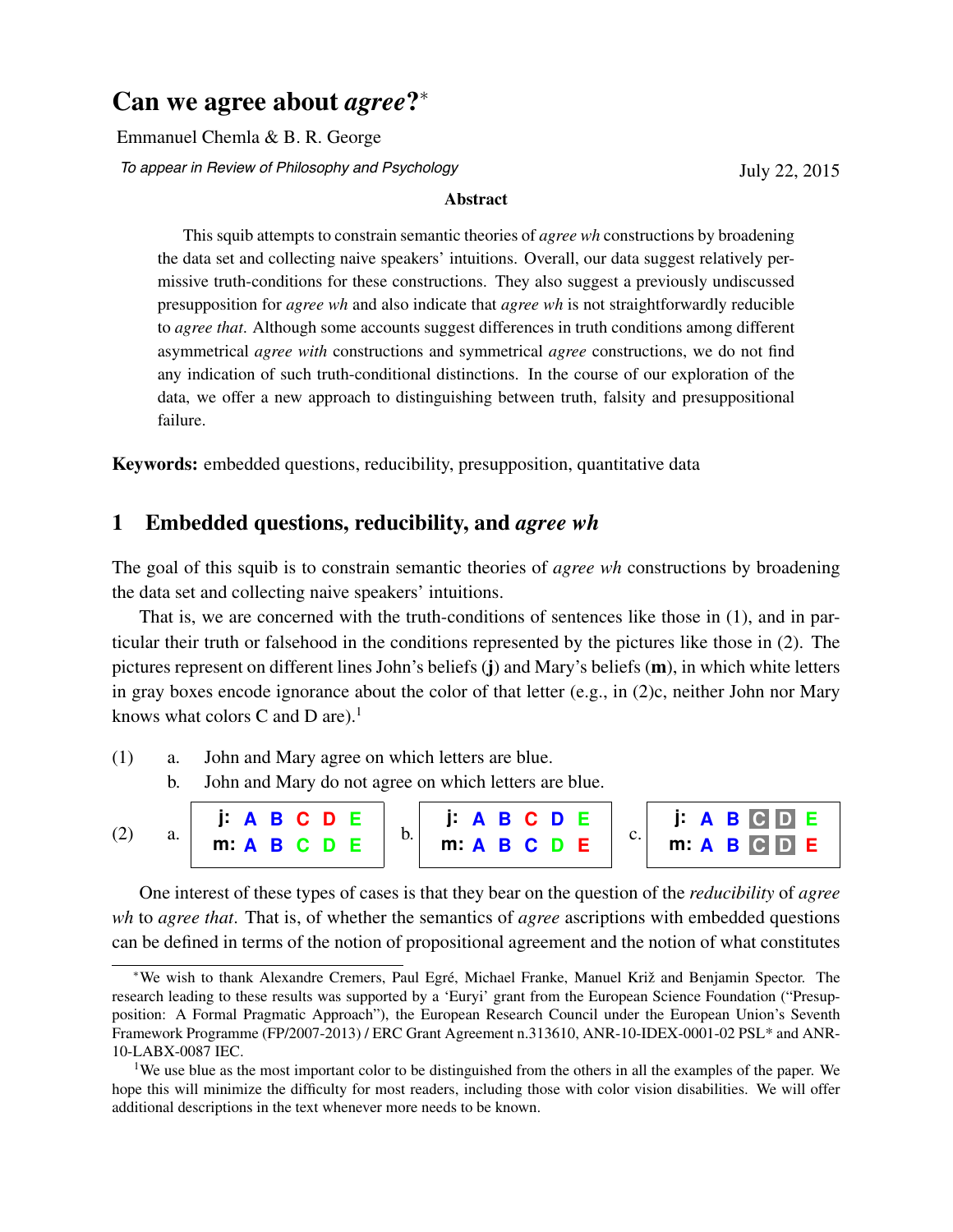# Can we agree about *agree*?*

Emmanuel Chemla & B. R. George

*To appear in Review of Philosophy and Psychology*

July 22, 2015

### Abstract

This squib attempts to constrain semantic theories of *agree wh* constructions by broadening the data set and collecting naive speakers' intuitions. Overall, our data suggest relatively permissive truth-conditions for these constructions. They also suggest a previously undiscussed presupposition for *agree wh* and also indicate that *agree wh* is not straightforwardly reducible to *agree that*. Although some accounts suggest differences in truth conditions among different asymmetrical *agree with* constructions and symmetrical *agree* constructions, we do not find any indication of such truth-conditional distinctions. In the course of our exploration of the data, we offer a new approach to distinguishing between truth, falsity and presuppositional failure.

**Keywords:** embedded questions, reducibility, presupposition, quantitative data

## 1 Embedded questions, reducibility, and *agree wh*

The goal of this squib is to constrain semantic theories of *agree wh* constructions by broadening the data set and collecting naive speakers' intuitions.

That is, we are concerned with the truth-conditions of sentences like those in (1), and in particular their truth or falsehood in the conditions represented by the pictures like those in (2). The pictures represent on different lines John's beliefs (**j**) and Mary's beliefs (**m**), in which white letters in gray boxes encode ignorance about the color of that letter (e.g., in (2)c, neither John nor Mary knows what colors C and D are).[1]

(1) a. John and Mary agree on which letters are blue.
  b. John and Mary do not agree on which letters are blue.

(2) a. **j:** A B C D E / **m:** A B C D E  b. **j:** A B C D E / **m:** A B C D E  c. **j:** A B C D E / **m:** A B C D E

One interest of these types of cases is that they bear on the question of the *reducibility* of *agree wh* to *agree that*. That is, of whether the semantics of *agree* ascriptions with embedded questions can be defined in terms of the notion of propositional agreement and the notion of what constitutes

---

*We wish to thank Alexandre Cremers, Paul Egré, Michael Franke, Manuel Križ and Benjamin Spector. The research leading to these results was supported by a 'Euryi' grant from the European Science Foundation ("Presupposition: A Formal Pragmatic Approach"), the European Research Council under the European Union's Seventh Framework Programme (FP/2007-2013) / ERC Grant Agreement n.313610, ANR-10-IDEX-0001-02 PSL* and ANR-10-LABX-0087 IEC.

[1] We use blue as the most important color to be distinguished from the others in all the examples of the paper. We hope this will minimize the difficulty for most readers, including those with color vision disabilities. We will offer additional descriptions in the text whenever more needs to be known.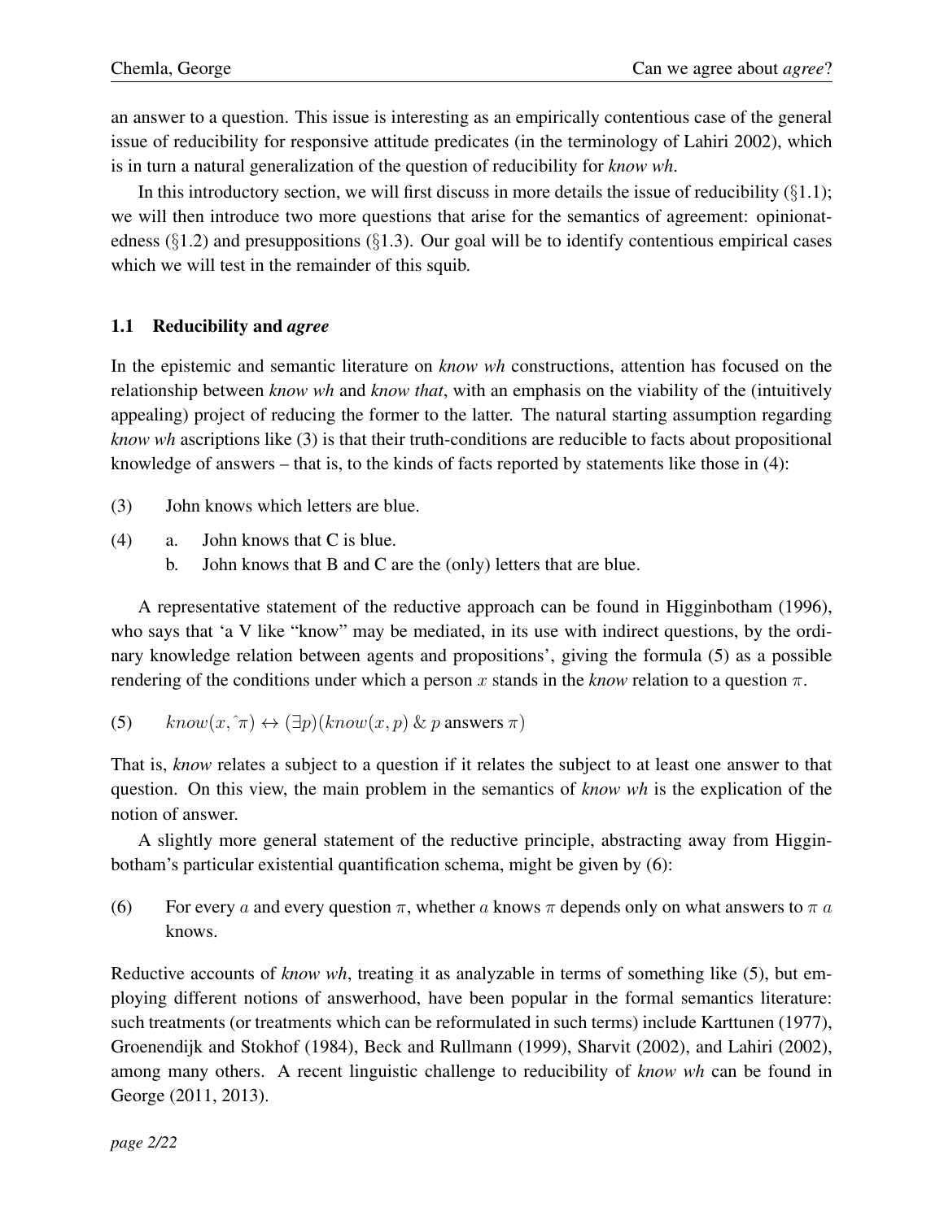an answer to a question. This issue is interesting as an empirically contentious case of the general issue of reducibility for responsive attitude predicates (in the terminology of Lahiri 2002), which is in turn a natural generalization of the question of reducibility for *know wh*.

In this introductory section, we will first discuss in more details the issue of reducibility (§1.1); we will then introduce two more questions that arise for the semantics of agreement: opinionatedness (§1.2) and presuppositions (§1.3). Our goal will be to identify contentious empirical cases which we will test in the remainder of this squib.

### 1.1 Reducibility and *agree*

In the epistemic and semantic literature on *know wh* constructions, attention has focused on the relationship between *know wh* and *know that*, with an emphasis on the viability of the (intuitively appealing) project of reducing the former to the latter. The natural starting assumption regarding *know wh* ascriptions like (3) is that their truth-conditions are reducible to facts about propositional knowledge of answers – that is, to the kinds of facts reported by statements like those in (4):

(3) John knows which letters are blue.

(4) a. John knows that C is blue.
  b. John knows that B and C are the (only) letters that are blue.

A representative statement of the reductive approach can be found in Higginbotham (1996), who says that 'a V like "know" may be mediated, in its use with indirect questions, by the ordinary knowledge relation between agents and propositions', giving the formula (5) as a possible rendering of the conditions under which a person $x$ stands in the *know* relation to a question $\pi$.

(5) $know(x, \hat{}\pi) \leftrightarrow (\exists p)(know(x, p)\ \&\ p \text{ answers } \pi)$

That is, *know* relates a subject to a question if it relates the subject to at least one answer to that question. On this view, the main problem in the semantics of *know wh* is the explication of the notion of answer.

A slightly more general statement of the reductive principle, abstracting away from Higginbotham's particular existential quantification schema, might be given by (6):

(6) For every $a$ and every question $\pi$, whether $a$ knows $\pi$ depends only on what answers to $\pi$ $a$ knows.

Reductive accounts of *know wh*, treating it as analyzable in terms of something like (5), but employing different notions of answerhood, have been popular in the formal semantics literature: such treatments (or treatments which can be reformulated in such terms) include Karttunen (1977), Groenendijk and Stokhof (1984), Beck and Rullmann (1999), Sharvit (2002), and Lahiri (2002), among many others. A recent linguistic challenge to reducibility of *know wh* can be found in George (2011, 2013).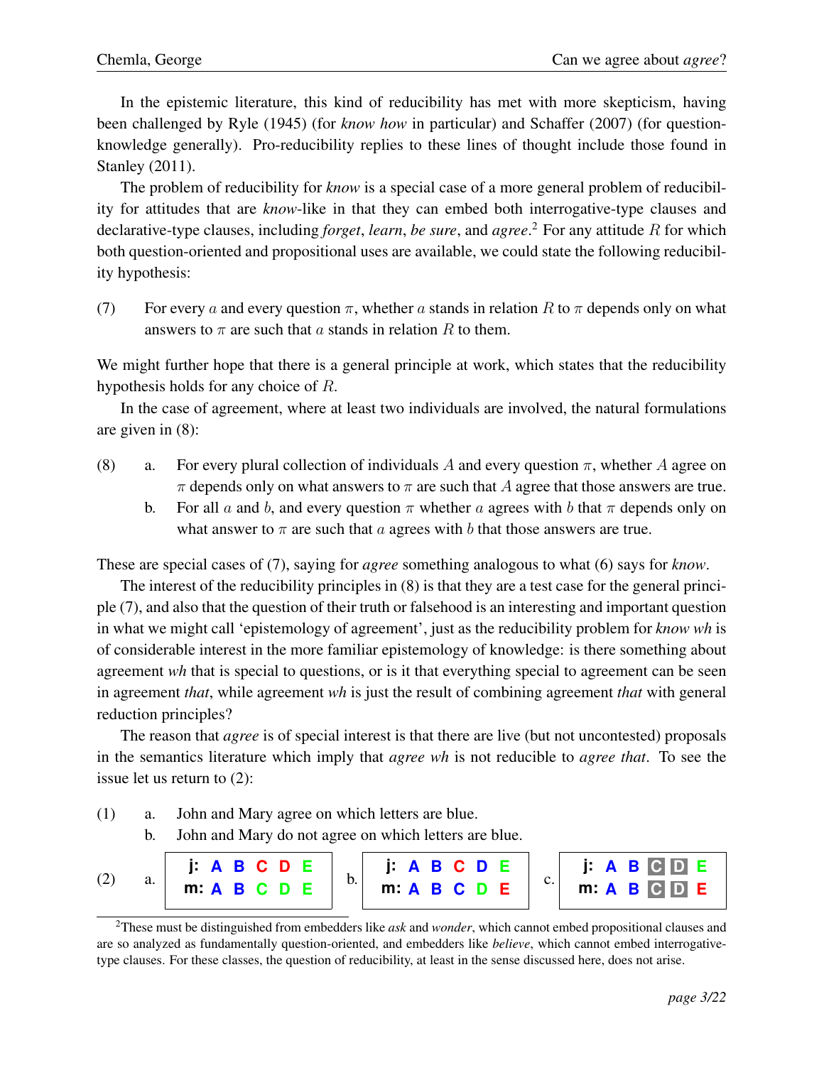In the epistemic literature, this kind of reducibility has met with more skepticism, having been challenged by Ryle (1945) (for *know how* in particular) and Schaffer (2007) (for question-knowledge generally). Pro-reducibility replies to these lines of thought include those found in Stanley (2011).

The problem of reducibility for *know* is a special case of a more general problem of reducibility for attitudes that are *know*-like in that they can embed both interrogative-type clauses and declarative-type clauses, including *forget*, *learn*, *be sure*, and *agree*.[2] For any attitude $R$ for which both question-oriented and propositional uses are available, we could state the following reducibility hypothesis:

(7) For every $a$ and every question $\pi$, whether $a$ stands in relation $R$ to $\pi$ depends only on what answers to $\pi$ are such that $a$ stands in relation $R$ to them.

We might further hope that there is a general principle at work, which states that the reducibility hypothesis holds for any choice of $R$.

In the case of agreement, where at least two individuals are involved, the natural formulations are given in (8):

(8) a. For every plural collection of individuals $A$ and every question $\pi$, whether $A$ agree on $\pi$ depends only on what answers to $\pi$ are such that $A$ agree that those answers are true.

b. For all $a$ and $b$, and every question $\pi$ whether $a$ agrees with $b$ that $\pi$ depends only on what answer to $\pi$ are such that $a$ agrees with $b$ that those answers are true.

These are special cases of (7), saying for *agree* something analogous to what (6) says for *know*.

The interest of the reducibility principles in (8) is that they are a test case for the general principle (7), and also that the question of their truth or falsehood is an interesting and important question in what we might call 'epistemology of agreement', just as the reducibility problem for *know wh* is of considerable interest in the more familiar epistemology of knowledge: is there something about agreement *wh* that is special to questions, or is it that everything special to agreement can be seen in agreement *that*, while agreement *wh* is just the result of combining agreement *that* with general reduction principles?

The reason that *agree* is of special interest is that there are live (but not uncontested) proposals in the semantics literature which imply that *agree wh* is not reducible to *agree that*. To see the issue let us return to (2):

(1) a. John and Mary agree on which letters are blue.

b. John and Mary do not agree on which letters are blue.

(2) a.

| | | | | | |
|---|---|---|---|---|---|
| **j:** | **A** | **B** | **C** | **D** | **E** |
| **m:** | **A** | **B** | **C** | **D** | **E** |

b.

| | | | | | |
|---|---|---|---|---|---|
| **j:** | **A** | **B** | **C** | **D** | **E** |
| **m:** | **A** | **B** | **C** | **D** | **E** |

c.

| | | | | | |
|---|---|---|---|---|---|
| **j:** | **A** | **B** | **C** | **D** | **E** |
| **m:** | **A** | **B** | **C** | **D** | **E** |

[2] These must be distinguished from embedders like *ask* and *wonder*, which cannot embed propositional clauses and are so analyzed as fundamentally question-oriented, and embedders like *believe*, which cannot embed interrogative-type clauses. For these classes, the question of reducibility, at least in the sense discussed here, does not arise.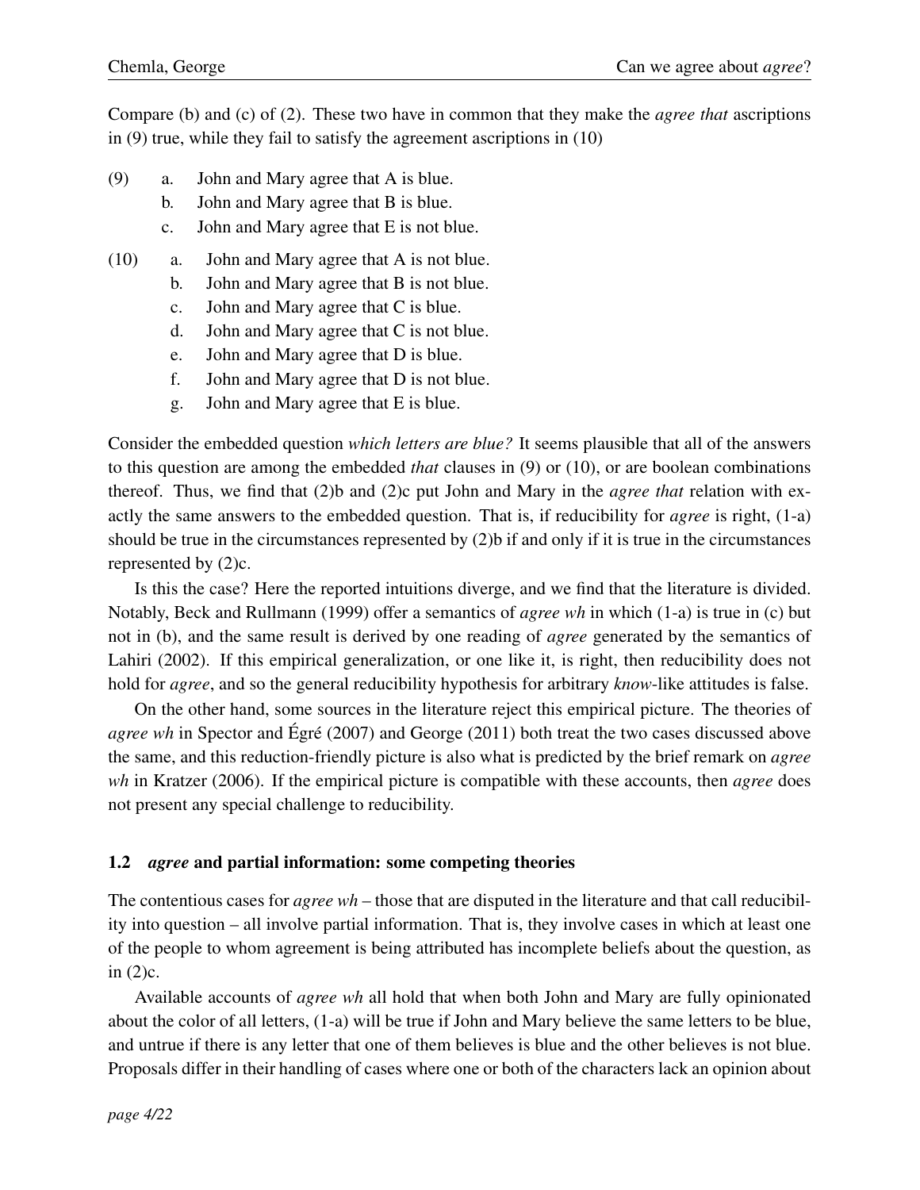Compare (b) and (c) of (2). These two have in common that they make the *agree that* ascriptions in (9) true, while they fail to satisfy the agreement ascriptions in (10)

(9) a. John and Mary agree that A is blue.
   b. John and Mary agree that B is blue.
   c. John and Mary agree that E is not blue.

(10) a. John and Mary agree that A is not blue.
   b. John and Mary agree that B is not blue.
   c. John and Mary agree that C is blue.
   d. John and Mary agree that C is not blue.
   e. John and Mary agree that D is blue.
   f. John and Mary agree that D is not blue.
   g. John and Mary agree that E is blue.

Consider the embedded question *which letters are blue?* It seems plausible that all of the answers to this question are among the embedded *that* clauses in (9) or (10), or are boolean combinations thereof. Thus, we find that (2)b and (2)c put John and Mary in the *agree that* relation with exactly the same answers to the embedded question. That is, if reducibility for *agree* is right, (1-a) should be true in the circumstances represented by (2)b if and only if it is true in the circumstances represented by (2)c.

Is this the case? Here the reported intuitions diverge, and we find that the literature is divided. Notably, Beck and Rullmann (1999) offer a semantics of *agree wh* in which (1-a) is true in (c) but not in (b), and the same result is derived by one reading of *agree* generated by the semantics of Lahiri (2002). If this empirical generalization, or one like it, is right, then reducibility does not hold for *agree*, and so the general reducibility hypothesis for arbitrary *know*-like attitudes is false.

On the other hand, some sources in the literature reject this empirical picture. The theories of *agree wh* in Spector and Égré (2007) and George (2011) both treat the two cases discussed above the same, and this reduction-friendly picture is also what is predicted by the brief remark on *agree wh* in Kratzer (2006). If the empirical picture is compatible with these accounts, then *agree* does not present any special challenge to reducibility.

### 1.2 *agree* and partial information: some competing theories

The contentious cases for *agree wh* – those that are disputed in the literature and that call reducibility into question – all involve partial information. That is, they involve cases in which at least one of the people to whom agreement is being attributed has incomplete beliefs about the question, as in (2)c.

Available accounts of *agree wh* all hold that when both John and Mary are fully opinionated about the color of all letters, (1-a) will be true if John and Mary believe the same letters to be blue, and untrue if there is any letter that one of them believes is blue and the other believes is not blue. Proposals differ in their handling of cases where one or both of the characters lack an opinion about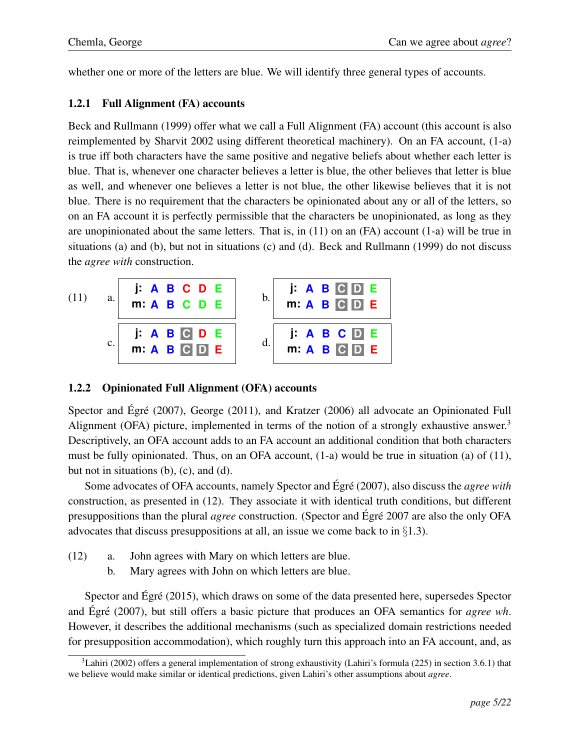whether one or more of the letters are blue. We will identify three general types of accounts.

### 1.2.1 Full Alignment (FA) accounts

Beck and Rullmann (1999) offer what we call a Full Alignment (FA) account (this account is also reimplemented by Sharvit 2002 using different theoretical machinery). On an FA account, (1-a) is true iff both characters have the same positive and negative beliefs about whether each letter is blue. That is, whenever one character believes a letter is blue, the other believes that letter is blue as well, and whenever one believes a letter is not blue, the other likewise believes that it is not blue. There is no requirement that the characters be opinionated about any or all of the letters, so on an FA account it is perfectly permissible that the characters be unopinionated, as long as they are unopinionated about the same letters. That is, in (11) on an (FA) account (1-a) will be true in situations (a) and (b), but not in situations (c) and (d). Beck and Rullmann (1999) do not discuss the *agree with* construction.

(11)

a.

| | | | | | |
|---|---|---|---|---|---|
| j: | A | B | C | D | E |
| m: | A | B | C | D | E |

b.

| | | | | | |
|---|---|---|---|---|---|
| j: | A | B | C | D | E |
| m: | A | B | C | D | E |

c.

| | | | | | |
|---|---|---|---|---|---|
| j: | A | B | C | D | E |
| m: | A | B | C | D | E |

d.

| | | | | | |
|---|---|---|---|---|---|
| j: | A | B | C | D | E |
| m: | A | B | C | D | E |

### 1.2.2 Opinionated Full Alignment (OFA) accounts

Spector and Égré (2007), George (2011), and Kratzer (2006) all advocate an Opinionated Full Alignment (OFA) picture, implemented in terms of the notion of a strongly exhaustive answer.[3] Descriptively, an OFA account adds to an FA account an additional condition that both characters must be fully opinionated. Thus, on an OFA account, (1-a) would be true in situation (a) of (11), but not in situations (b), (c), and (d).

Some advocates of OFA accounts, namely Spector and Égré (2007), also discuss the *agree with* construction, as presented in (12). They associate it with identical truth conditions, but different presuppositions than the plural *agree* construction. (Spector and Égré 2007 are also the only OFA advocates that discuss presuppositions at all, an issue we come back to in §1.3).

(12) a. John agrees with Mary on which letters are blue.
 b. Mary agrees with John on which letters are blue.

Spector and Égré (2015), which draws on some of the data presented here, supersedes Spector and Égré (2007), but still offers a basic picture that produces an OFA semantics for *agree wh*. However, it describes the additional mechanisms (such as specialized domain restrictions needed for presupposition accommodation), which roughly turn this approach into an FA account, and, as

[3] Lahiri (2002) offers a general implementation of strong exhaustivity (Lahiri's formula (225) in section 3.6.1) that we believe would make similar or identical predictions, given Lahiri's other assumptions about *agree*.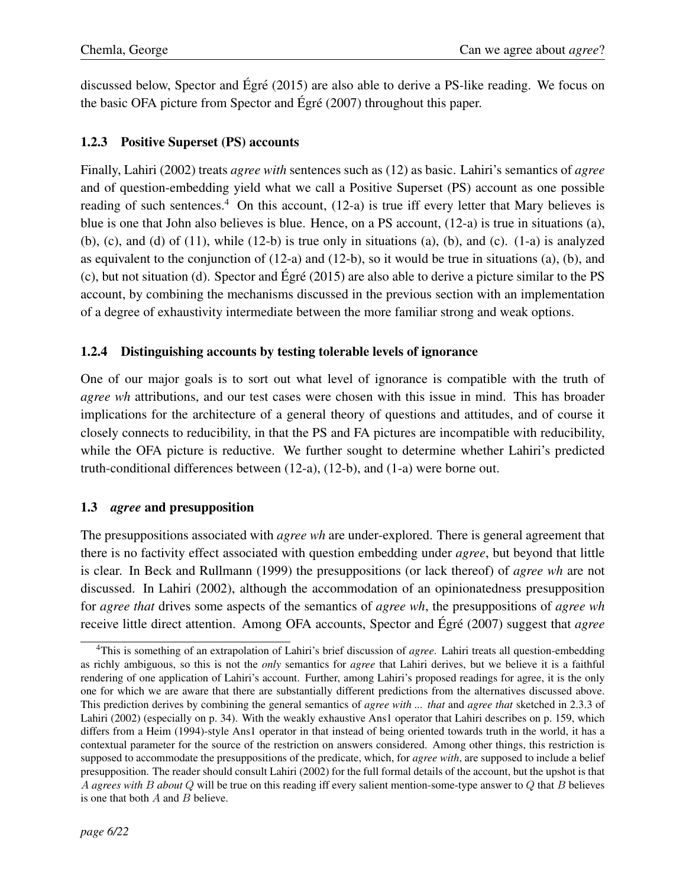discussed below, Spector and Égré (2015) are also able to derive a PS-like reading. We focus on the basic OFA picture from Spector and Égré (2007) throughout this paper.

### 1.2.3 Positive Superset (PS) accounts

Finally, Lahiri (2002) treats *agree with* sentences such as (12) as basic. Lahiri's semantics of *agree* and of question-embedding yield what we call a Positive Superset (PS) account as one possible reading of such sentences.[4] On this account, (12-a) is true iff every letter that Mary believes is blue is one that John also believes is blue. Hence, on a PS account, (12-a) is true in situations (a), (b), (c), and (d) of (11), while (12-b) is true only in situations (a), (b), and (c). (1-a) is analyzed as equivalent to the conjunction of (12-a) and (12-b), so it would be true in situations (a), (b), and (c), but not situation (d). Spector and Égré (2015) are also able to derive a picture similar to the PS account, by combining the mechanisms discussed in the previous section with an implementation of a degree of exhaustivity intermediate between the more familiar strong and weak options.

### 1.2.4 Distinguishing accounts by testing tolerable levels of ignorance

One of our major goals is to sort out what level of ignorance is compatible with the truth of *agree wh* attributions, and our test cases were chosen with this issue in mind. This has broader implications for the architecture of a general theory of questions and attitudes, and of course it closely connects to reducibility, in that the PS and FA pictures are incompatible with reducibility, while the OFA picture is reductive. We further sought to determine whether Lahiri's predicted truth-conditional differences between (12-a), (12-b), and (1-a) were borne out.

## 1.3 *agree* and presupposition

The presuppositions associated with *agree wh* are under-explored. There is general agreement that there is no factivity effect associated with question embedding under *agree*, but beyond that little is clear. In Beck and Rullmann (1999) the presuppositions (or lack thereof) of *agree wh* are not discussed. In Lahiri (2002), although the accommodation of an opinionatedness presupposition for *agree that* drives some aspects of the semantics of *agree wh*, the presuppositions of *agree wh* receive little direct attention. Among OFA accounts, Spector and Égré (2007) suggest that *agree*

---

[4] This is something of an extrapolation of Lahiri's brief discussion of *agree*. Lahiri treats all question-embedding as richly ambiguous, so this is not the *only* semantics for *agree* that Lahiri derives, but we believe it is a faithful rendering of one application of Lahiri's account. Further, among Lahiri's proposed readings for agree, it is the only one for which we are aware that there are substantially different predictions from the alternatives discussed above. This prediction derives by combining the general semantics of *agree with ... that* and *agree that* sketched in 2.3.3 of Lahiri (2002) (especially on p. 34). With the weakly exhaustive Ans1 operator that Lahiri describes on p. 159, which differs from a Heim (1994)-style Ans1 operator in that instead of being oriented towards truth in the world, it has a contextual parameter for the source of the restriction on answers considered. Among other things, this restriction is supposed to accommodate the presuppositions of the predicate, which, for *agree with*, are supposed to include a belief presupposition. The reader should consult Lahiri (2002) for the full formal details of the account, but the upshot is that $A$ *agrees with* $B$ *about* $Q$ will be true on this reading iff every salient mention-some-type answer to $Q$ that $B$ believes is one that both $A$ and $B$ believe.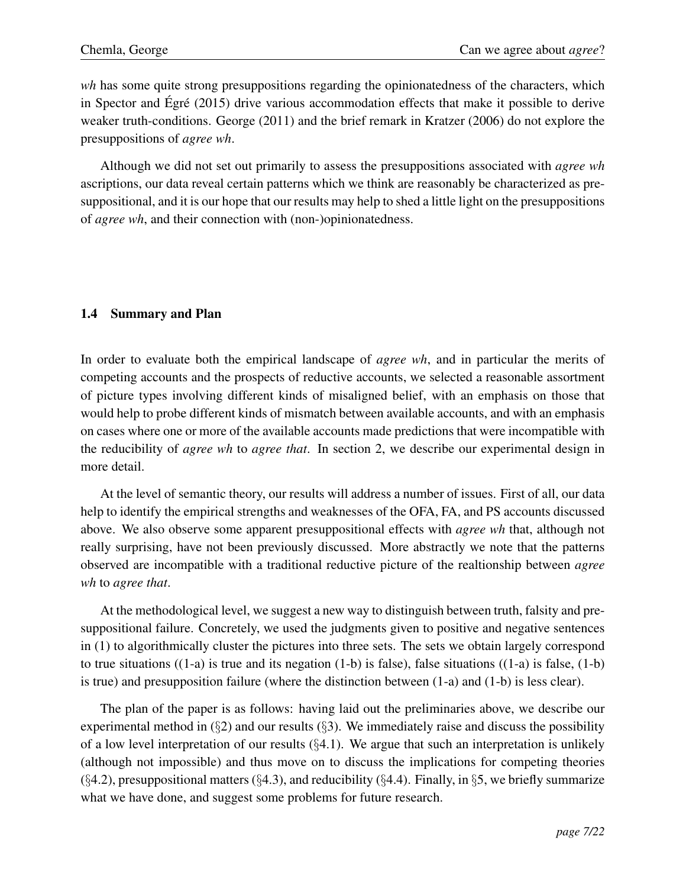*wh* has some quite strong presuppositions regarding the opinionatedness of the characters, which in Spector and Égré (2015) drive various accommodation effects that make it possible to derive weaker truth-conditions. George (2011) and the brief remark in Kratzer (2006) do not explore the presuppositions of *agree wh*.

Although we did not set out primarily to assess the presuppositions associated with *agree wh* ascriptions, our data reveal certain patterns which we think are reasonably be characterized as presuppositional, and it is our hope that our results may help to shed a little light on the presuppositions of *agree wh*, and their connection with (non-)opinionatedness.

### 1.4 Summary and Plan

In order to evaluate both the empirical landscape of *agree wh*, and in particular the merits of competing accounts and the prospects of reductive accounts, we selected a reasonable assortment of picture types involving different kinds of misaligned belief, with an emphasis on those that would help to probe different kinds of mismatch between available accounts, and with an emphasis on cases where one or more of the available accounts made predictions that were incompatible with the reducibility of *agree wh* to *agree that*. In section 2, we describe our experimental design in more detail.

At the level of semantic theory, our results will address a number of issues. First of all, our data help to identify the empirical strengths and weaknesses of the OFA, FA, and PS accounts discussed above. We also observe some apparent presuppositional effects with *agree wh* that, although not really surprising, have not been previously discussed. More abstractly we note that the patterns observed are incompatible with a traditional reductive picture of the realtionship between *agree wh* to *agree that*.

At the methodological level, we suggest a new way to distinguish between truth, falsity and presuppositional failure. Concretely, we used the judgments given to positive and negative sentences in (1) to algorithmically cluster the pictures into three sets. The sets we obtain largely correspond to true situations ((1-a) is true and its negation (1-b) is false), false situations ((1-a) is false, (1-b) is true) and presupposition failure (where the distinction between (1-a) and (1-b) is less clear).

The plan of the paper is as follows: having laid out the preliminaries above, we describe our experimental method in (§2) and our results (§3). We immediately raise and discuss the possibility of a low level interpretation of our results (§4.1). We argue that such an interpretation is unlikely (although not impossible) and thus move on to discuss the implications for competing theories (§4.2), presuppositional matters (§4.3), and reducibility (§4.4). Finally, in §5, we briefly summarize what we have done, and suggest some problems for future research.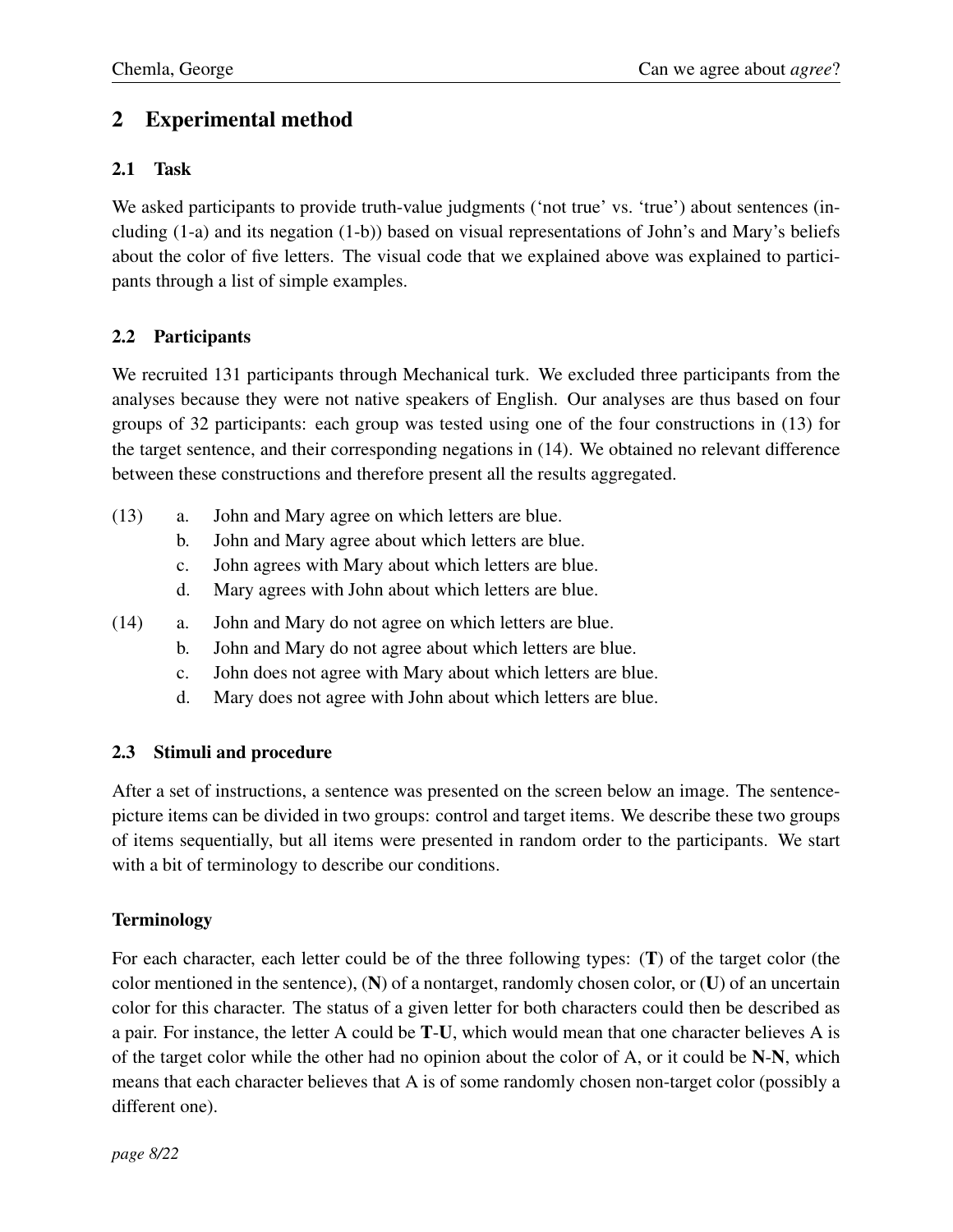## 2 Experimental method

### 2.1 Task

We asked participants to provide truth-value judgments ('not true' vs. 'true') about sentences (including (1-a) and its negation (1-b)) based on visual representations of John's and Mary's beliefs about the color of five letters. The visual code that we explained above was explained to participants through a list of simple examples.

### 2.2 Participants

We recruited 131 participants through Mechanical turk. We excluded three participants from the analyses because they were not native speakers of English. Our analyses are thus based on four groups of 32 participants: each group was tested using one of the four constructions in (13) for the target sentence, and their corresponding negations in (14). We obtained no relevant difference between these constructions and therefore present all the results aggregated.

(13)
 a. John and Mary agree on which letters are blue.
 b. John and Mary agree about which letters are blue.
 c. John agrees with Mary about which letters are blue.
 d. Mary agrees with John about which letters are blue.

(14)
 a. John and Mary do not agree on which letters are blue.
 b. John and Mary do not agree about which letters are blue.
 c. John does not agree with Mary about which letters are blue.
 d. Mary does not agree with John about which letters are blue.

### 2.3 Stimuli and procedure

After a set of instructions, a sentence was presented on the screen below an image. The sentence-picture items can be divided in two groups: control and target items. We describe these two groups of items sequentially, but all items were presented in random order to the participants. We start with a bit of terminology to describe our conditions.

#### Terminology

For each character, each letter could be of the three following types: (**T**) of the target color (the color mentioned in the sentence), (**N**) of a nontarget, randomly chosen color, or (**U**) of an uncertain color for this character. The status of a given letter for both characters could then be described as a pair. For instance, the letter A could be **T**-**U**, which would mean that one character believes A is of the target color while the other had no opinion about the color of A, or it could be **N**-**N**, which means that each character believes that A is of some randomly chosen non-target color (possibly a different one).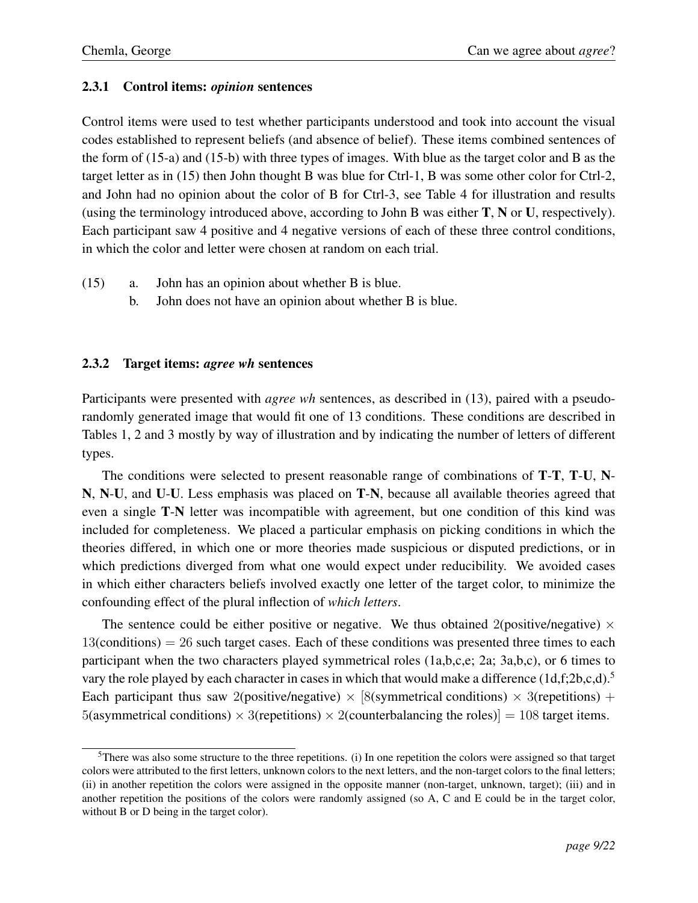### 2.3.1 Control items: *opinion* sentences

Control items were used to test whether participants understood and took into account the visual codes established to represent beliefs (and absence of belief). These items combined sentences of the form of (15-a) and (15-b) with three types of images. With blue as the target color and B as the target letter as in (15) then John thought B was blue for Ctrl-1, B was some other color for Ctrl-2, and John had no opinion about the color of B for Ctrl-3, see Table 4 for illustration and results (using the terminology introduced above, according to John B was either **T**, **N** or **U**, respectively). Each participant saw 4 positive and 4 negative versions of each of these three control conditions, in which the color and letter were chosen at random on each trial.

(15) a. John has an opinion about whether B is blue.
b. John does not have an opinion about whether B is blue.

### 2.3.2 Target items: *agree wh* sentences

Participants were presented with *agree wh* sentences, as described in (13), paired with a pseudo-randomly generated image that would fit one of 13 conditions. These conditions are described in Tables 1, 2 and 3 mostly by way of illustration and by indicating the number of letters of different types.

The conditions were selected to present reasonable range of combinations of **T**-**T**, **T**-**U**, **N**-**N**, **N**-**U**, and **U**-**U**. Less emphasis was placed on **T**-**N**, because all available theories agreed that even a single **T**-**N** letter was incompatible with agreement, but one condition of this kind was included for completeness. We placed a particular emphasis on picking conditions in which the theories differed, in which one or more theories made suspicious or disputed predictions, or in which predictions diverged from what one would expect under reducibility. We avoided cases in which either characters beliefs involved exactly one letter of the target color, to minimize the confounding effect of the plural inflection of *which letters*.

The sentence could be either positive or negative. We thus obtained $2$(positive/negative) $\times$ $13$(conditions) $= 26$ such target cases. Each of these conditions was presented three times to each participant when the two characters played symmetrical roles (1a,b,c,e; 2a; 3a,b,c), or 6 times to vary the role played by each character in cases in which that would make a difference (1d,f;2b,c,d).[5] Each participant thus saw $2$(positive/negative) $\times$ $[8$(symmetrical conditions) $\times$ $3$(repetitions) $+$ $5$(asymmetrical conditions) $\times$ $3$(repetitions) $\times$ $2$(counterbalancing the roles)$] = 108$ target items.

[5] There was also some structure to the three repetitions. (i) In one repetition the colors were assigned so that target colors were attributed to the first letters, unknown colors to the next letters, and the non-target colors to the final letters; (ii) in another repetition the colors were assigned in the opposite manner (non-target, unknown, target); (iii) and in another repetition the positions of the colors were randomly assigned (so A, C and E could be in the target color, without B or D being in the target color).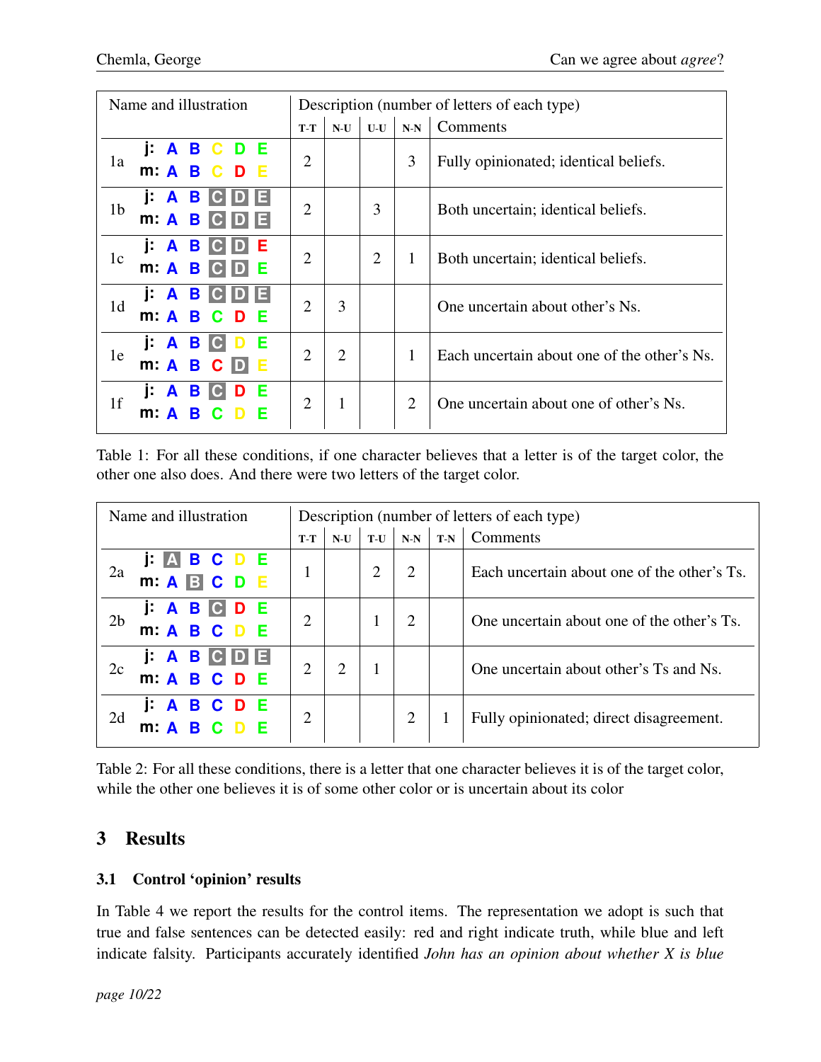| Name and illustration | | Description (number of letters of each type) | | | | |
|---|---|---|---|---|---|---|
| | | T-T | N-U | U-U | N-N | Comments |
| 1a | j: A B C D E<br>m: A B C D E | 2 | | | 3 | Fully opinionated; identical beliefs. |
| 1b | j: A B C D E<br>m: A B C D E | 2 | | 3 | | Both uncertain; identical beliefs. |
| 1c | j: A B C D E<br>m: A B C D E | 2 | | 2 | 1 | Both uncertain; identical beliefs. |
| 1d | j: A B C D E<br>m: A B C D E | 2 | 3 | | | One uncertain about other's Ns. |
| 1e | j: A B C D E<br>m: A B C D E | 2 | 2 | | 1 | Each uncertain about one of the other's Ns. |
| 1f | j: A B C D E<br>m: A B C D E | 2 | 1 | | 2 | One uncertain about one of other's Ns. |

Table 1: For all these conditions, if one character believes that a letter is of the target color, the other one also does. And there were two letters of the target color.

| Name and illustration | | Description (number of letters of each type) | | | | | |
|---|---|---|---|---|---|---|---|
| | | T-T | N-U | T-U | N-N | T-N | Comments |
| 2a | j: A B C D E<br>m: A B C D E | 1 | | 2 | 2 | | Each uncertain about one of the other's Ts. |
| 2b | j: A B C D E<br>m: A B C D E | 2 | | 1 | 2 | | One uncertain about one of the other's Ts. |
| 2c | j: A B C D E<br>m: A B C D E | 2 | 2 | 1 | | | One uncertain about other's Ts and Ns. |
| 2d | j: A B C D E<br>m: A B C D E | 2 | | | 2 | 1 | Fully opinionated; direct disagreement. |

Table 2: For all these conditions, there is a letter that one character believes it is of the target color, while the other one believes it is of some other color or is uncertain about its color

## 3 Results

### 3.1 Control 'opinion' results

In Table 4 we report the results for the control items. The representation we adopt is such that true and false sentences can be detected easily: red and right indicate truth, while blue and left indicate falsity. Participants accurately identified *John has an opinion about whether X is blue*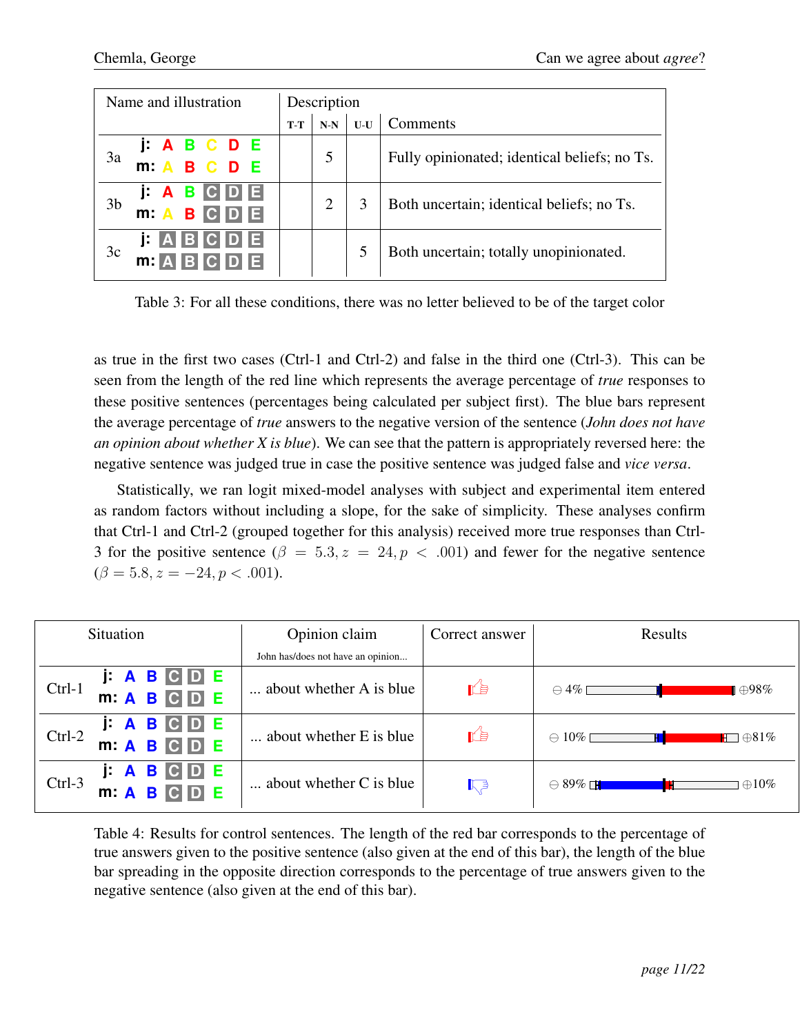| Name and illustration | | Description | | | |
|---|---|---|---|---|---|
| | | T-T | N-N | U-U | Comments |
| 3a | j: A B C D E<br>m: A B C D E | | 5 | | Fully opinionated; identical beliefs; no Ts. |
| 3b | j: A B C D E<br>m: A B C D E | | 2 | 3 | Both uncertain; identical beliefs; no Ts. |
| 3c | j: A B C D E<br>m: A B C D E | | | 5 | Both uncertain; totally unopinionated. |

Table 3: For all these conditions, there was no letter believed to be of the target color

as true in the first two cases (Ctrl-1 and Ctrl-2) and false in the third one (Ctrl-3). This can be seen from the length of the red line which represents the average percentage of *true* responses to these positive sentences (percentages being calculated per subject first). The blue bars represent the average percentage of *true* answers to the negative version of the sentence (*John does not have an opinion about whether X is blue*). We can see that the pattern is appropriately reversed here: the negative sentence was judged true in case the positive sentence was judged false and *vice versa*.

Statistically, we ran logit mixed-model analyses with subject and experimental item entered as random factors without including a slope, for the sake of simplicity. These analyses confirm that Ctrl-1 and Ctrl-2 (grouped together for this analysis) received more true responses than Ctrl-3 for the positive sentence ($\beta = 5.3, z = 24, p < .001$) and fewer for the negative sentence ($\beta = 5.8, z = -24, p < .001$).

| Situation | | Opinion claim<br>John has/does not have an opinion... | Correct answer | Results |
|---|---|---|---|---|
| Ctrl-1 | j: A B C D E<br>m: A B C D E | ... about whether A is blue | 👍 | ⊖ 4% ⊕98% |
| Ctrl-2 | j: A B C D E<br>m: A B C D E | ... about whether E is blue | 👍 | ⊖ 10% ⊕81% |
| Ctrl-3 | j: A B C D E<br>m: A B C D E | ... about whether C is blue | 👎 | ⊖ 89% ⊕10% |

Table 4: Results for control sentences. The length of the red bar corresponds to the percentage of true answers given to the positive sentence (also given at the end of this bar), the length of the blue bar spreading in the opposite direction corresponds to the percentage of true answers given to the negative sentence (also given at the end of this bar).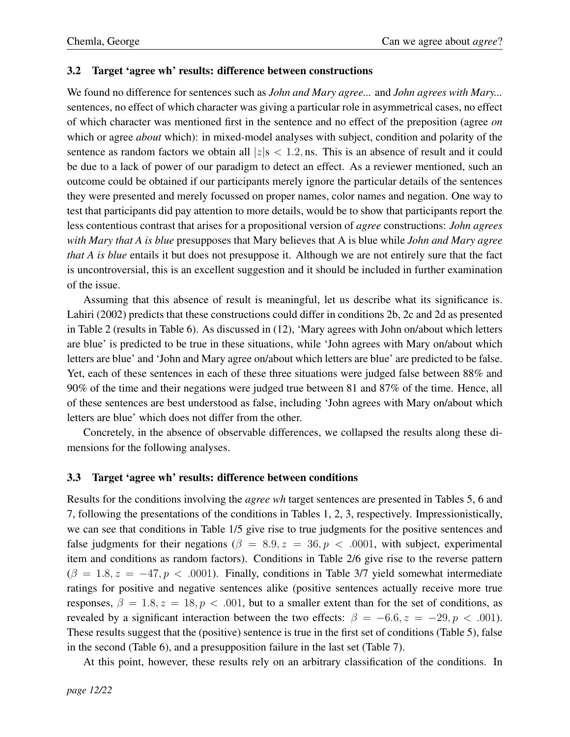### 3.2 Target 'agree wh' results: difference between constructions

We found no difference for sentences such as *John and Mary agree...* and *John agrees with Mary...* sentences, no effect of which character was giving a particular role in asymmetrical cases, no effect of which character was mentioned first in the sentence and no effect of the preposition (agree *on* which or agree *about* which): in mixed-model analyses with subject, condition and polarity of the sentence as random factors we obtain all $|z|$s $< 1.2$, ns. This is an absence of result and it could be due to a lack of power of our paradigm to detect an effect. As a reviewer mentioned, such an outcome could be obtained if our participants merely ignore the particular details of the sentences they were presented and merely focussed on proper names, color names and negation. One way to test that participants did pay attention to more details, would be to show that participants report the less contentious contrast that arises for a propositional version of *agree* constructions: *John agrees with Mary that A is blue* presupposes that Mary believes that A is blue while *John and Mary agree that A is blue* entails it but does not presuppose it. Although we are not entirely sure that the fact is uncontroversial, this is an excellent suggestion and it should be included in further examination of the issue.

Assuming that this absence of result is meaningful, let us describe what its significance is. Lahiri (2002) predicts that these constructions could differ in conditions 2b, 2c and 2d as presented in Table 2 (results in Table 6). As discussed in (12), 'Mary agrees with John on/about which letters are blue' is predicted to be true in these situations, while 'John agrees with Mary on/about which letters are blue' and 'John and Mary agree on/about which letters are blue' are predicted to be false. Yet, each of these sentences in each of these three situations were judged false between 88% and 90% of the time and their negations were judged true between 81 and 87% of the time. Hence, all of these sentences are best understood as false, including 'John agrees with Mary on/about which letters are blue' which does not differ from the other.

Concretely, in the absence of observable differences, we collapsed the results along these dimensions for the following analyses.

### 3.3 Target 'agree wh' results: difference between conditions

Results for the conditions involving the *agree wh* target sentences are presented in Tables 5, 6 and 7, following the presentations of the conditions in Tables 1, 2, 3, respectively. Impressionistically, we can see that conditions in Table 1/5 give rise to true judgments for the positive sentences and false judgments for their negations ($\beta = 8.9, z = 36, p < .0001$, with subject, experimental item and conditions as random factors). Conditions in Table 2/6 give rise to the reverse pattern ($\beta = 1.8, z = -47, p < .0001$). Finally, conditions in Table 3/7 yield somewhat intermediate ratings for positive and negative sentences alike (positive sentences actually receive more true responses, $\beta = 1.8, z = 18, p < .001$, but to a smaller extent than for the set of conditions, as revealed by a significant interaction between the two effects: $\beta = -6.6, z = -29, p < .001$). These results suggest that the (positive) sentence is true in the first set of conditions (Table 5), false in the second (Table 6), and a presupposition failure in the last set (Table 7).

At this point, however, these results rely on an arbitrary classification of the conditions. In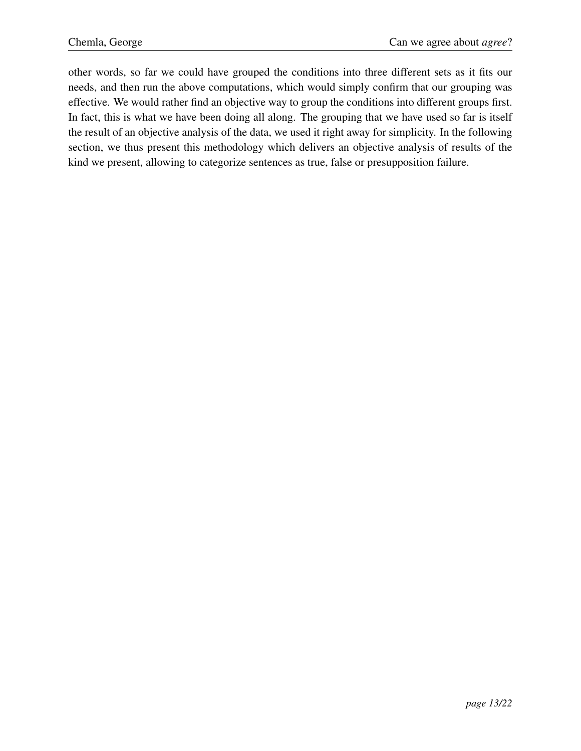other words, so far we could have grouped the conditions into three different sets as it fits our needs, and then run the above computations, which would simply confirm that our grouping was effective. We would rather find an objective way to group the conditions into different groups first. In fact, this is what we have been doing all along. The grouping that we have used so far is itself the result of an objective analysis of the data, we used it right away for simplicity. In the following section, we thus present this methodology which delivers an objective analysis of results of the kind we present, allowing to categorize sentences as true, false or presupposition failure.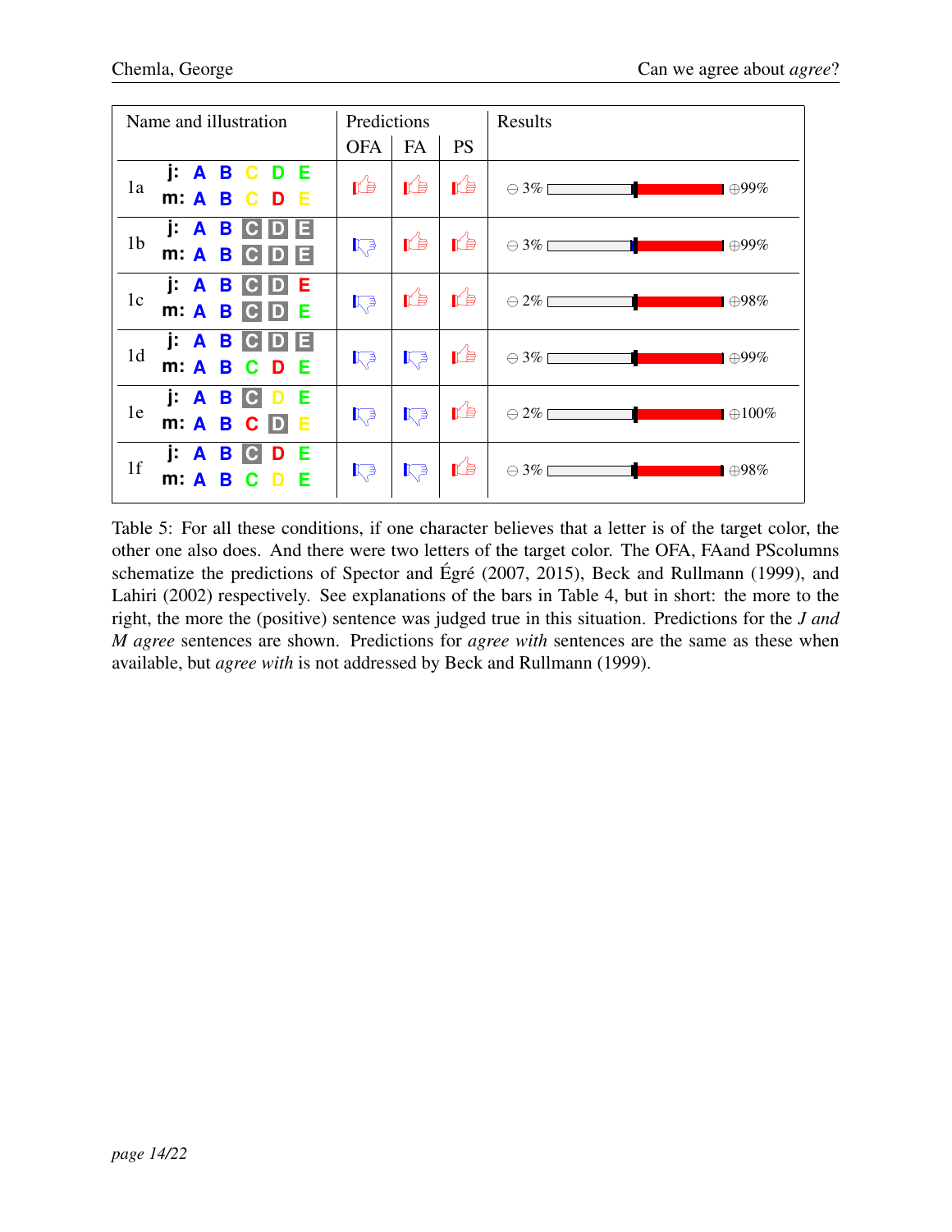| Name and illustration | | Predictions | | | Results |
|---|---|---|---|---|---|
| | | OFA | FA | PS | |
| 1a | j: A B C D E<br>m: A B C D E | 👍 | 👍 | 👍 | ⊖ 3% … ⊕99% |
| 1b | j: A B C D E<br>m: A B C D E | 👎 | 👍 | 👍 | ⊖ 3% … ⊕99% |
| 1c | j: A B C D E<br>m: A B C D E | 👎 | 👍 | 👍 | ⊖ 2% … ⊕98% |
| 1d | j: A B C D E<br>m: A B C D E | 👎 | 👎 | 👍 | ⊖ 3% … ⊕99% |
| 1e | j: A B C D E<br>m: A B C D E | 👎 | 👎 | 👍 | ⊖ 2% … ⊕100% |
| 1f | j: A B C D E<br>m: A B C D E | 👎 | 👎 | 👍 | ⊖ 3% … ⊕98% |

Table 5: For all these conditions, if one character believes that a letter is of the target color, the other one also does. And there were two letters of the target color. The OFA, FAand PScolumns schematize the predictions of Spector and Égré (2007, 2015), Beck and Rullmann (1999), and Lahiri (2002) respectively. See explanations of the bars in Table 4, but in short: the more to the right, the more the (positive) sentence was judged true in this situation. Predictions for the *J and M agree* sentences are shown. Predictions for *agree with* sentences are the same as these when available, but *agree with* is not addressed by Beck and Rullmann (1999).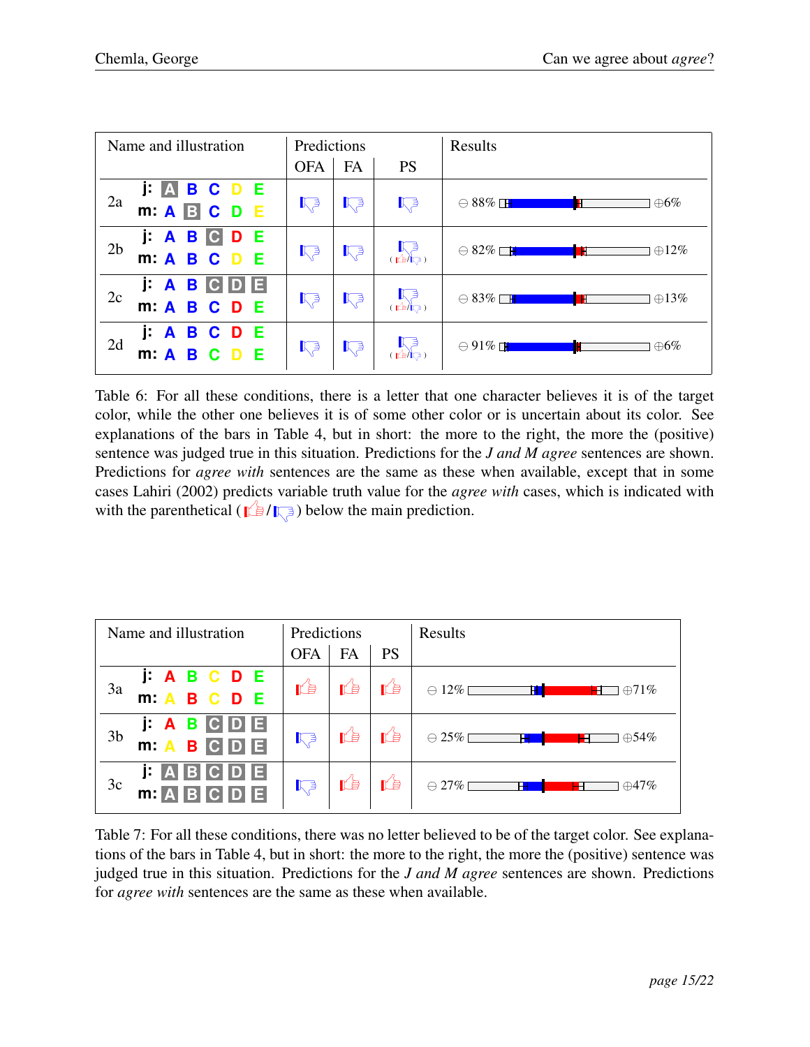| Name and illustration | | Predictions | | | Results |
|---|---|---|---|---|---|
| | | OFA | FA | PS | |
| 2a | j: A B C D E<br>m: A B C D E | 👎 | 👎 | 👎 | ⊖ 88% ⊕6% |
| 2b | j: A B C D E<br>m: A B C D E | 👎 | 👎 | 👎 (👍/👎) | ⊖ 82% ⊕12% |
| 2c | j: A B C D E<br>m: A B C D E | 👎 | 👎 | 👎 (👍/👎) | ⊖ 83% ⊕13% |
| 2d | j: A B C D E<br>m: A B C D E | 👎 | 👎 | 👎 (👍/👎) | ⊖ 91% ⊕6% |

Table 6: For all these conditions, there is a letter that one character believes it is of the target color, while the other one believes it is of some other color or is uncertain about its color. See explanations of the bars in Table 4, but in short: the more to the right, the more the (positive) sentence was judged true in this situation. Predictions for the *J and M agree* sentences are shown. Predictions for *agree with* sentences are the same as these when available, except that in some cases Lahiri (2002) predicts variable truth value for the *agree with* cases, which is indicated with with the parenthetical (👍/👎) below the main prediction.

| Name and illustration | | Predictions | | | Results |
|---|---|---|---|---|---|
| | | OFA | FA | PS | |
| 3a | j: A B C D E<br>m: A B C D E | 👍 | 👍 | 👍 | ⊖ 12% ⊕71% |
| 3b | j: A B C D E<br>m: A B C D E | 👎 | 👍 | 👍 | ⊖ 25% ⊕54% |
| 3c | j: A B C D E<br>m: A B C D E | 👎 | 👍 | 👍 | ⊖ 27% ⊕47% |

Table 7: For all these conditions, there was no letter believed to be of the target color. See explanations of the bars in Table 4, but in short: the more to the right, the more the (positive) sentence was judged true in this situation. Predictions for the *J and M agree* sentences are shown. Predictions for *agree with* sentences are the same as these when available.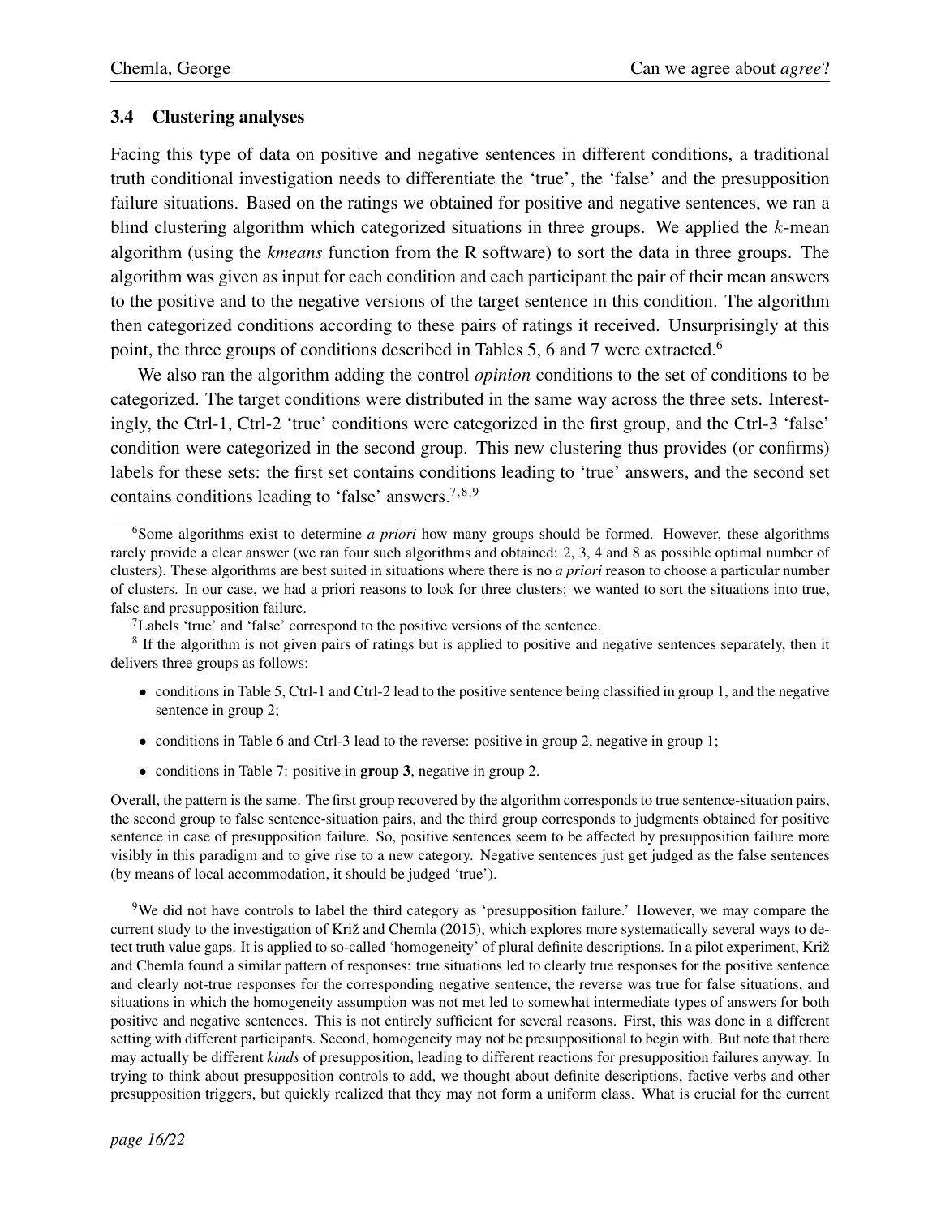### 3.4 Clustering analyses

Facing this type of data on positive and negative sentences in different conditions, a traditional truth conditional investigation needs to differentiate the 'true', the 'false' and the presupposition failure situations. Based on the ratings we obtained for positive and negative sentences, we ran a blind clustering algorithm which categorized situations in three groups. We applied the $k$-mean algorithm (using the *kmeans* function from the R software) to sort the data in three groups. The algorithm was given as input for each condition and each participant the pair of their mean answers to the positive and to the negative versions of the target sentence in this condition. The algorithm then categorized conditions according to these pairs of ratings it received. Unsurprisingly at this point, the three groups of conditions described in Tables 5, 6 and 7 were extracted.[6]

We also ran the algorithm adding the control *opinion* conditions to the set of conditions to be categorized. The target conditions were distributed in the same way across the three sets. Interestingly, the Ctrl-1, Ctrl-2 'true' conditions were categorized in the first group, and the Ctrl-3 'false' condition were categorized in the second group. This new clustering thus provides (or confirms) labels for these sets: the first set contains conditions leading to 'true' answers, and the second set contains conditions leading to 'false' answers.[7,8,9]

---

[6] Some algorithms exist to determine *a priori* how many groups should be formed. However, these algorithms rarely provide a clear answer (we ran four such algorithms and obtained: 2, 3, 4 and 8 as possible optimal number of clusters). These algorithms are best suited in situations where there is no *a priori* reason to choose a particular number of clusters. In our case, we had a priori reasons to look for three clusters: we wanted to sort the situations into true, false and presupposition failure.

[7] Labels 'true' and 'false' correspond to the positive versions of the sentence.

[8] If the algorithm is not given pairs of ratings but is applied to positive and negative sentences separately, then it delivers three groups as follows:

- conditions in Table 5, Ctrl-1 and Ctrl-2 lead to the positive sentence being classified in group 1, and the negative sentence in group 2;
- conditions in Table 6 and Ctrl-3 lead to the reverse: positive in group 2, negative in group 1;
- conditions in Table 7: positive in **group 3**, negative in group 2.

Overall, the pattern is the same. The first group recovered by the algorithm corresponds to true sentence-situation pairs, the second group to false sentence-situation pairs, and the third group corresponds to judgments obtained for positive sentence in case of presupposition failure. So, positive sentences seem to be affected by presupposition failure more visibly in this paradigm and to give rise to a new category. Negative sentences just get judged as the false sentences (by means of local accommodation, it should be judged 'true').

[9] We did not have controls to label the third category as 'presupposition failure.' However, we may compare the current study to the investigation of Križ and Chemla (2015), which explores more systematically several ways to detect truth value gaps. It is applied to so-called 'homogeneity' of plural definite descriptions. In a pilot experiment, Križ and Chemla found a similar pattern of responses: true situations led to clearly true responses for the positive sentence and clearly not-true responses for the corresponding negative sentence, the reverse was true for false situations, and situations in which the homogeneity assumption was not met led to somewhat intermediate types of answers for both positive and negative sentences. This is not entirely sufficient for several reasons. First, this was done in a different setting with different participants. Second, homogeneity may not be presuppositional to begin with. But note that there may actually be different *kinds* of presupposition, leading to different reactions for presupposition failures anyway. In trying to think about presupposition controls to add, we thought about definite descriptions, factive verbs and other presupposition triggers, but quickly realized that they may not form a uniform class. What is crucial for the current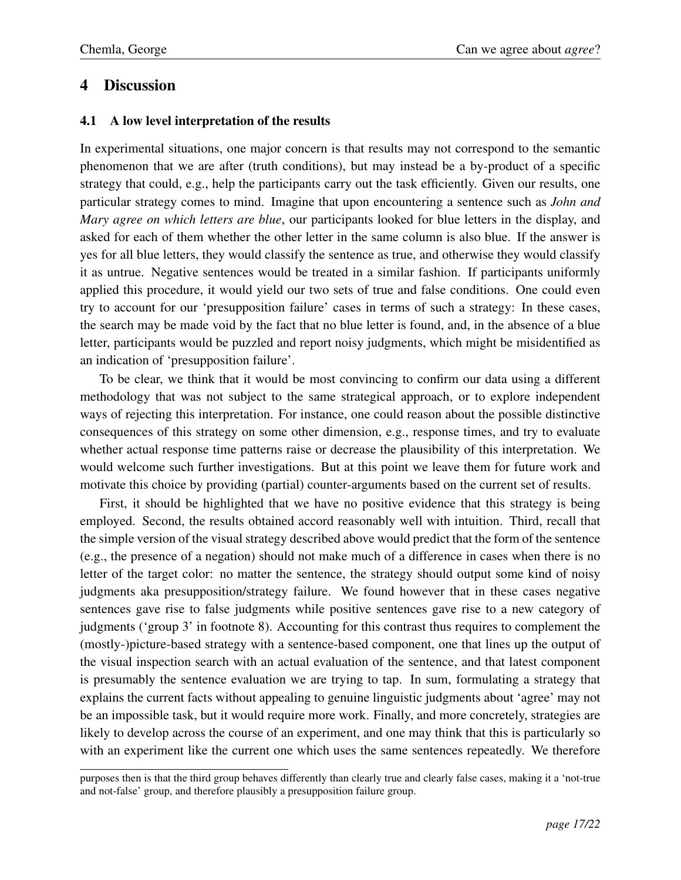## 4 Discussion

### 4.1 A low level interpretation of the results

In experimental situations, one major concern is that results may not correspond to the semantic phenomenon that we are after (truth conditions), but may instead be a by-product of a specific strategy that could, e.g., help the participants carry out the task efficiently. Given our results, one particular strategy comes to mind. Imagine that upon encountering a sentence such as *John and Mary agree on which letters are blue*, our participants looked for blue letters in the display, and asked for each of them whether the other letter in the same column is also blue. If the answer is yes for all blue letters, they would classify the sentence as true, and otherwise they would classify it as untrue. Negative sentences would be treated in a similar fashion. If participants uniformly applied this procedure, it would yield our two sets of true and false conditions. One could even try to account for our 'presupposition failure' cases in terms of such a strategy: In these cases, the search may be made void by the fact that no blue letter is found, and, in the absence of a blue letter, participants would be puzzled and report noisy judgments, which might be misidentified as an indication of 'presupposition failure'.

To be clear, we think that it would be most convincing to confirm our data using a different methodology that was not subject to the same strategical approach, or to explore independent ways of rejecting this interpretation. For instance, one could reason about the possible distinctive consequences of this strategy on some other dimension, e.g., response times, and try to evaluate whether actual response time patterns raise or decrease the plausibility of this interpretation. We would welcome such further investigations. But at this point we leave them for future work and motivate this choice by providing (partial) counter-arguments based on the current set of results.

First, it should be highlighted that we have no positive evidence that this strategy is being employed. Second, the results obtained accord reasonably well with intuition. Third, recall that the simple version of the visual strategy described above would predict that the form of the sentence (e.g., the presence of a negation) should not make much of a difference in cases when there is no letter of the target color: no matter the sentence, the strategy should output some kind of noisy judgments aka presupposition/strategy failure. We found however that in these cases negative sentences gave rise to false judgments while positive sentences gave rise to a new category of judgments ('group 3' in footnote 8). Accounting for this contrast thus requires to complement the (mostly-)picture-based strategy with a sentence-based component, one that lines up the output of the visual inspection search with an actual evaluation of the sentence, and that latest component is presumably the sentence evaluation we are trying to tap. In sum, formulating a strategy that explains the current facts without appealing to genuine linguistic judgments about 'agree' may not be an impossible task, but it would require more work. Finally, and more concretely, strategies are likely to develop across the course of an experiment, and one may think that this is particularly so with an experiment like the current one which uses the same sentences repeatedly. We therefore

purposes then is that the third group behaves differently than clearly true and clearly false cases, making it a 'not-true and not-false' group, and therefore plausibly a presupposition failure group.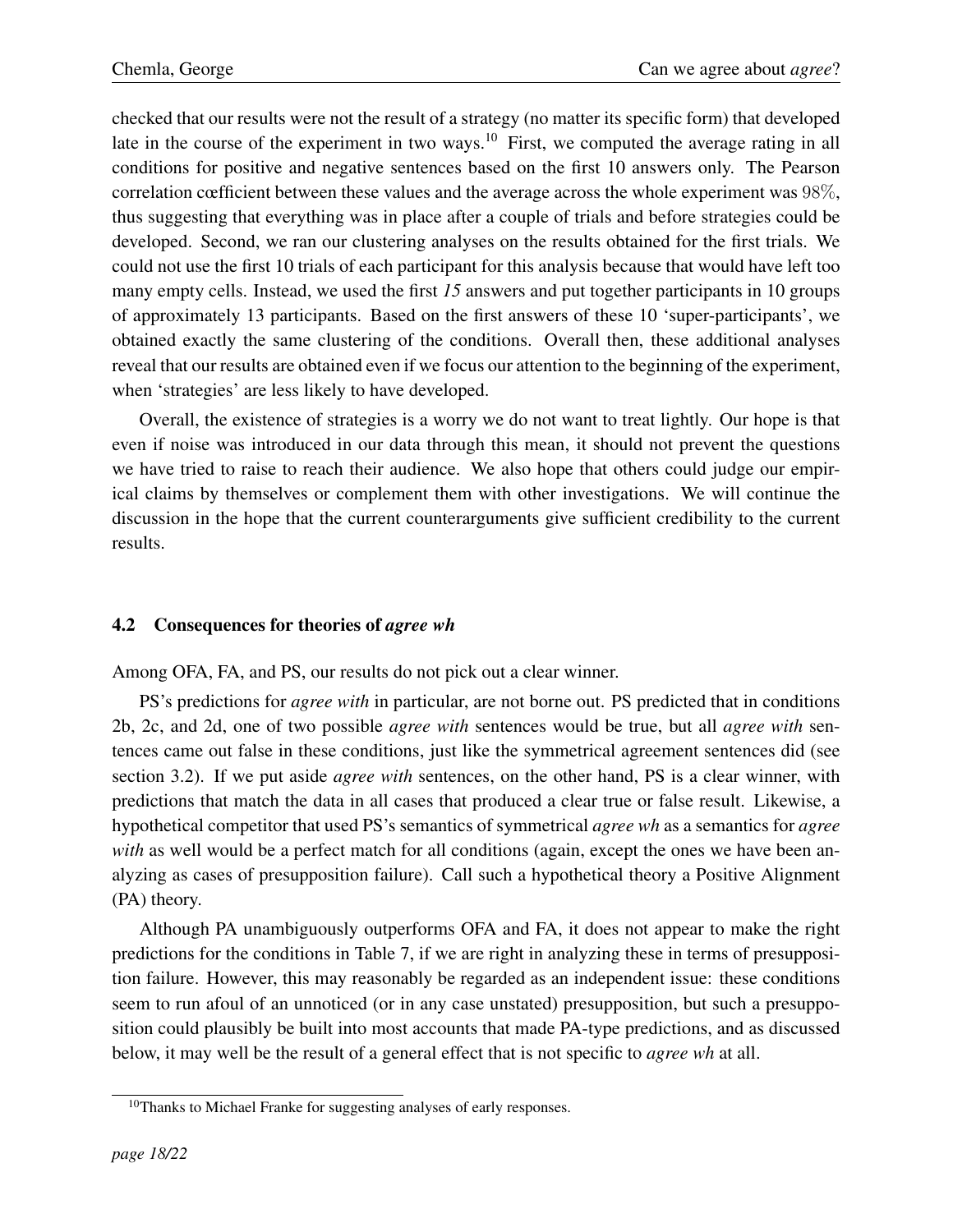checked that our results were not the result of a strategy (no matter its specific form) that developed late in the course of the experiment in two ways.[10] First, we computed the average rating in all conditions for positive and negative sentences based on the first 10 answers only. The Pearson correlation cœfficient between these values and the average across the whole experiment was $98\%$, thus suggesting that everything was in place after a couple of trials and before strategies could be developed. Second, we ran our clustering analyses on the results obtained for the first trials. We could not use the first 10 trials of each participant for this analysis because that would have left too many empty cells. Instead, we used the first *15* answers and put together participants in 10 groups of approximately 13 participants. Based on the first answers of these 10 'super-participants', we obtained exactly the same clustering of the conditions. Overall then, these additional analyses reveal that our results are obtained even if we focus our attention to the beginning of the experiment, when 'strategies' are less likely to have developed.

Overall, the existence of strategies is a worry we do not want to treat lightly. Our hope is that even if noise was introduced in our data through this mean, it should not prevent the questions we have tried to raise to reach their audience. We also hope that others could judge our empirical claims by themselves or complement them with other investigations. We will continue the discussion in the hope that the current counterarguments give sufficient credibility to the current results.

### 4.2 Consequences for theories of *agree wh*

Among OFA, FA, and PS, our results do not pick out a clear winner.

PS's predictions for *agree with* in particular, are not borne out. PS predicted that in conditions 2b, 2c, and 2d, one of two possible *agree with* sentences would be true, but all *agree with* sentences came out false in these conditions, just like the symmetrical agreement sentences did (see section 3.2). If we put aside *agree with* sentences, on the other hand, PS is a clear winner, with predictions that match the data in all cases that produced a clear true or false result. Likewise, a hypothetical competitor that used PS's semantics of symmetrical *agree wh* as a semantics for *agree with* as well would be a perfect match for all conditions (again, except the ones we have been analyzing as cases of presupposition failure). Call such a hypothetical theory a Positive Alignment (PA) theory.

Although PA unambiguously outperforms OFA and FA, it does not appear to make the right predictions for the conditions in Table 7, if we are right in analyzing these in terms of presupposition failure. However, this may reasonably be regarded as an independent issue: these conditions seem to run afoul of an unnoticed (or in any case unstated) presupposition, but such a presupposition could plausibly be built into most accounts that made PA-type predictions, and as discussed below, it may well be the result of a general effect that is not specific to *agree wh* at all.

[10] Thanks to Michael Franke for suggesting analyses of early responses.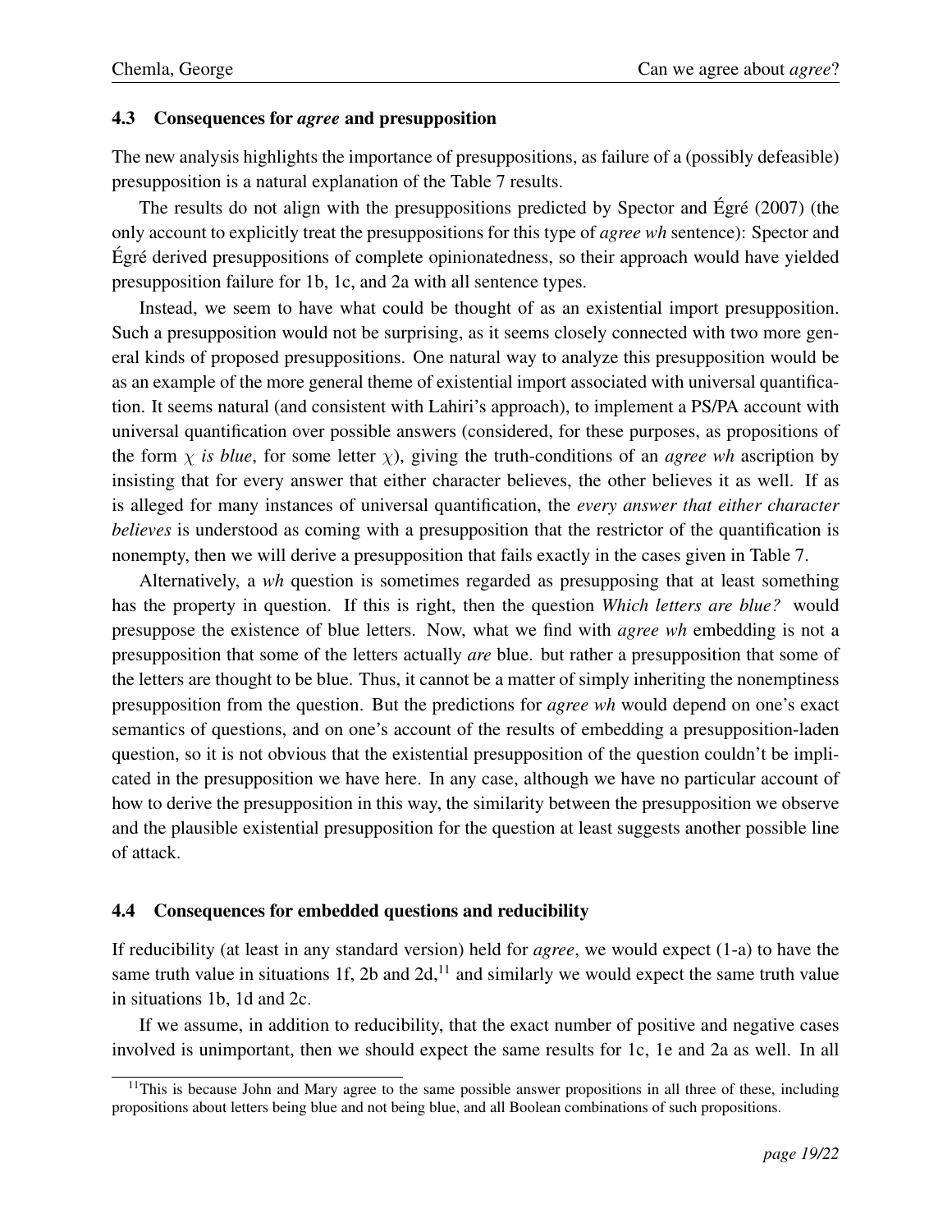### 4.3 Consequences for *agree* and presupposition

The new analysis highlights the importance of presuppositions, as failure of a (possibly defeasible) presupposition is a natural explanation of the Table 7 results.

The results do not align with the presuppositions predicted by Spector and Égré (2007) (the only account to explicitly treat the presuppositions for this type of *agree wh* sentence): Spector and Égré derived presuppositions of complete opinionatedness, so their approach would have yielded presupposition failure for 1b, 1c, and 2a with all sentence types.

Instead, we seem to have what could be thought of as an existential import presupposition. Such a presupposition would not be surprising, as it seems closely connected with two more general kinds of proposed presuppositions. One natural way to analyze this presupposition would be as an example of the more general theme of existential import associated with universal quantification. It seems natural (and consistent with Lahiri's approach), to implement a PS/PA account with universal quantification over possible answers (considered, for these purposes, as propositions of the form $\chi$ *is blue*, for some letter $\chi$), giving the truth-conditions of an *agree wh* ascription by insisting that for every answer that either character believes, the other believes it as well. If as is alleged for many instances of universal quantification, the *every answer that either character believes* is understood as coming with a presupposition that the restrictor of the quantification is nonempty, then we will derive a presupposition that fails exactly in the cases given in Table 7.

Alternatively, a *wh* question is sometimes regarded as presupposing that at least something has the property in question. If this is right, then the question *Which letters are blue?* would presuppose the existence of blue letters. Now, what we find with *agree wh* embedding is not a presupposition that some of the letters actually *are* blue. but rather a presupposition that some of the letters are thought to be blue. Thus, it cannot be a matter of simply inheriting the nonemptiness presupposition from the question. But the predictions for *agree wh* would depend on one's exact semantics of questions, and on one's account of the results of embedding a presupposition-laden question, so it is not obvious that the existential presupposition of the question couldn't be implicated in the presupposition we have here. In any case, although we have no particular account of how to derive the presupposition in this way, the similarity between the presupposition we observe and the plausible existential presupposition for the question at least suggests another possible line of attack.

### 4.4 Consequences for embedded questions and reducibility

If reducibility (at least in any standard version) held for *agree*, we would expect (1-a) to have the same truth value in situations 1f, 2b and 2d,[11] and similarly we would expect the same truth value in situations 1b, 1d and 2c.

If we assume, in addition to reducibility, that the exact number of positive and negative cases involved is unimportant, then we should expect the same results for 1c, 1e and 2a as well. In all

[11] This is because John and Mary agree to the same possible answer propositions in all three of these, including propositions about letters being blue and not being blue, and all Boolean combinations of such propositions.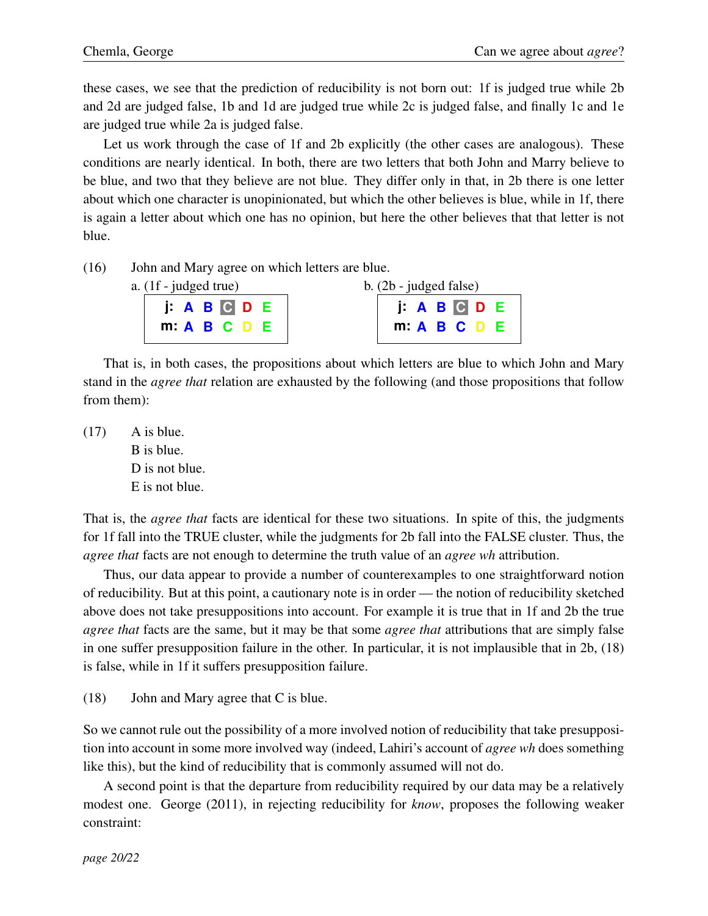these cases, we see that the prediction of reducibility is not born out: 1f is judged true while 2b and 2d are judged false, 1b and 1d are judged true while 2c is judged false, and finally 1c and 1e are judged true while 2a is judged false.

Let us work through the case of 1f and 2b explicitly (the other cases are analogous). These conditions are nearly identical. In both, there are two letters that both John and Marry believe to be blue, and two that they believe are not blue. They differ only in that, in 2b there is one letter about which one character is unopinionated, but which the other believes is blue, while in 1f, there is again a letter about which one has no opinion, but here the other believes that that letter is not blue.

(16) John and Mary agree on which letters are blue.

a. (1f - judged true)

| | | | | | |
|---|---|---|---|---|---|
| j: | A | B | C | D | E |
| m: | A | B | C | D | E |

b. (2b - judged false)

| | | | | | |
|---|---|---|---|---|---|
| j: | A | B | C | D | E |
| m: | A | B | C | D | E |

That is, in both cases, the propositions about which letters are blue to which John and Mary stand in the *agree that* relation are exhausted by the following (and those propositions that follow from them):

(17) A is blue.
B is blue.
D is not blue.
E is not blue.

That is, the *agree that* facts are identical for these two situations. In spite of this, the judgments for 1f fall into the TRUE cluster, while the judgments for 2b fall into the FALSE cluster. Thus, the *agree that* facts are not enough to determine the truth value of an *agree wh* attribution.

Thus, our data appear to provide a number of counterexamples to one straightforward notion of reducibility. But at this point, a cautionary note is in order — the notion of reducibility sketched above does not take presuppositions into account. For example it is true that in 1f and 2b the true *agree that* facts are the same, but it may be that some *agree that* attributions that are simply false in one suffer presupposition failure in the other. In particular, it is not implausible that in 2b, (18) is false, while in 1f it suffers presupposition failure.

(18) John and Mary agree that C is blue.

So we cannot rule out the possibility of a more involved notion of reducibility that take presupposition into account in some more involved way (indeed, Lahiri's account of *agree wh* does something like this), but the kind of reducibility that is commonly assumed will not do.

A second point is that the departure from reducibility required by our data may be a relatively modest one. George (2011), in rejecting reducibility for *know*, proposes the following weaker constraint: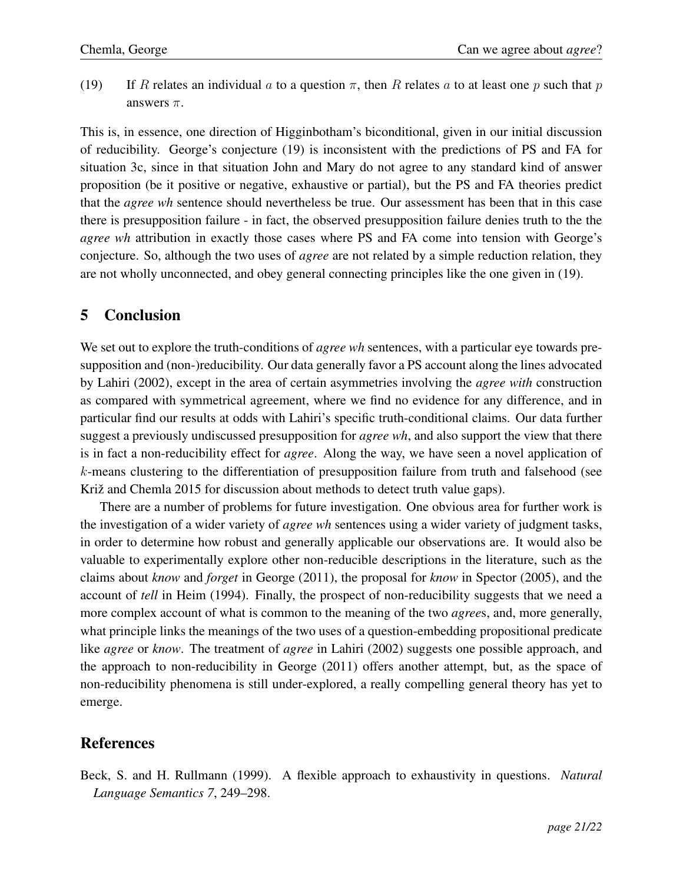(19) If $R$ relates an individual $a$ to a question $\pi$, then $R$ relates $a$ to at least one $p$ such that $p$ answers $\pi$.

This is, in essence, one direction of Higginbotham's biconditional, given in our initial discussion of reducibility. George's conjecture (19) is inconsistent with the predictions of PS and FA for situation 3c, since in that situation John and Mary do not agree to any standard kind of answer proposition (be it positive or negative, exhaustive or partial), but the PS and FA theories predict that the *agree wh* sentence should nevertheless be true. Our assessment has been that in this case there is presupposition failure - in fact, the observed presupposition failure denies truth to the the *agree wh* attribution in exactly those cases where PS and FA come into tension with George's conjecture. So, although the two uses of *agree* are not related by a simple reduction relation, they are not wholly unconnected, and obey general connecting principles like the one given in (19).

## 5 Conclusion

We set out to explore the truth-conditions of *agree wh* sentences, with a particular eye towards presupposition and (non-)reducibility. Our data generally favor a PS account along the lines advocated by Lahiri (2002), except in the area of certain asymmetries involving the *agree with* construction as compared with symmetrical agreement, where we find no evidence for any difference, and in particular find our results at odds with Lahiri's specific truth-conditional claims. Our data further suggest a previously undiscussed presupposition for *agree wh*, and also support the view that there is in fact a non-reducibility effect for *agree*. Along the way, we have seen a novel application of $k$-means clustering to the differentiation of presupposition failure from truth and falsehood (see Križ and Chemla 2015 for discussion about methods to detect truth value gaps).

There are a number of problems for future investigation. One obvious area for further work is the investigation of a wider variety of *agree wh* sentences using a wider variety of judgment tasks, in order to determine how robust and generally applicable our observations are. It would also be valuable to experimentally explore other non-reducible descriptions in the literature, such as the claims about *know* and *forget* in George (2011), the proposal for *know* in Spector (2005), and the account of *tell* in Heim (1994). Finally, the prospect of non-reducibility suggests that we need a more complex account of what is common to the meaning of the two *agree*s, and, more generally, what principle links the meanings of the two uses of a question-embedding propositional predicate like *agree* or *know*. The treatment of *agree* in Lahiri (2002) suggests one possible approach, and the approach to non-reducibility in George (2011) offers another attempt, but, as the space of non-reducibility phenomena is still under-explored, a really compelling general theory has yet to emerge.

## References

Beck, S. and H. Rullmann (1999). A flexible approach to exhaustivity in questions. *Natural Language Semantics 7*, 249–298.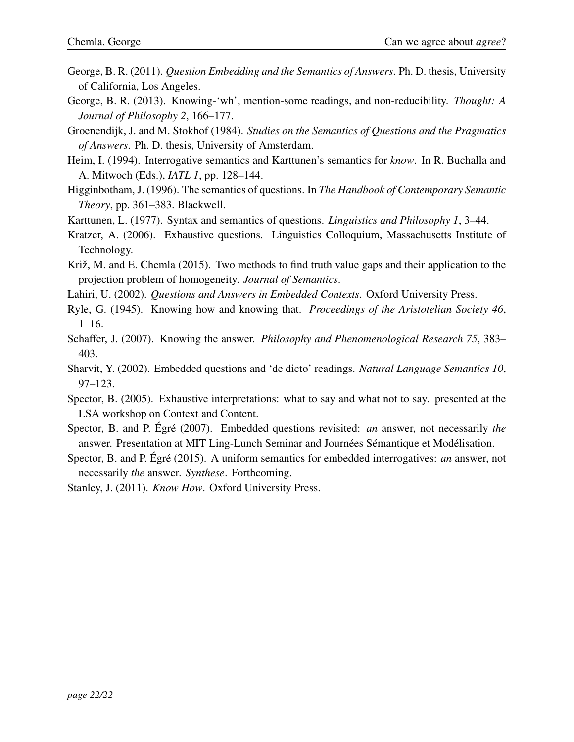George, B. R. (2011). *Question Embedding and the Semantics of Answers*. Ph. D. thesis, University of California, Los Angeles.

George, B. R. (2013). Knowing-'wh', mention-some readings, and non-reducibility. *Thought: A Journal of Philosophy 2*, 166–177.

Groenendijk, J. and M. Stokhof (1984). *Studies on the Semantics of Questions and the Pragmatics of Answers*. Ph. D. thesis, University of Amsterdam.

Heim, I. (1994). Interrogative semantics and Karttunen's semantics for *know*. In R. Buchalla and A. Mitwoch (Eds.), *IATL 1*, pp. 128–144.

Higginbotham, J. (1996). The semantics of questions. In *The Handbook of Contemporary Semantic Theory*, pp. 361–383. Blackwell.

Karttunen, L. (1977). Syntax and semantics of questions. *Linguistics and Philosophy 1*, 3–44.

Kratzer, A. (2006). Exhaustive questions. Linguistics Colloquium, Massachusetts Institute of Technology.

Križ, M. and E. Chemla (2015). Two methods to find truth value gaps and their application to the projection problem of homogeneity. *Journal of Semantics*.

Lahiri, U. (2002). *Questions and Answers in Embedded Contexts*. Oxford University Press.

Ryle, G. (1945). Knowing how and knowing that. *Proceedings of the Aristotelian Society 46*, 1–16.

Schaffer, J. (2007). Knowing the answer. *Philosophy and Phenomenological Research 75*, 383–403.

Sharvit, Y. (2002). Embedded questions and 'de dicto' readings. *Natural Language Semantics 10*, 97–123.

Spector, B. (2005). Exhaustive interpretations: what to say and what not to say. presented at the LSA workshop on Context and Content.

Spector, B. and P. Égré (2007). Embedded questions revisited: *an* answer, not necessarily *the* answer. Presentation at MIT Ling-Lunch Seminar and Journées Sémantique et Modélisation.

Spector, B. and P. Égré (2015). A uniform semantics for embedded interrogatives: *an* answer, not necessarily *the* answer. *Synthese*. Forthcoming.

Stanley, J. (2011). *Know How*. Oxford University Press.